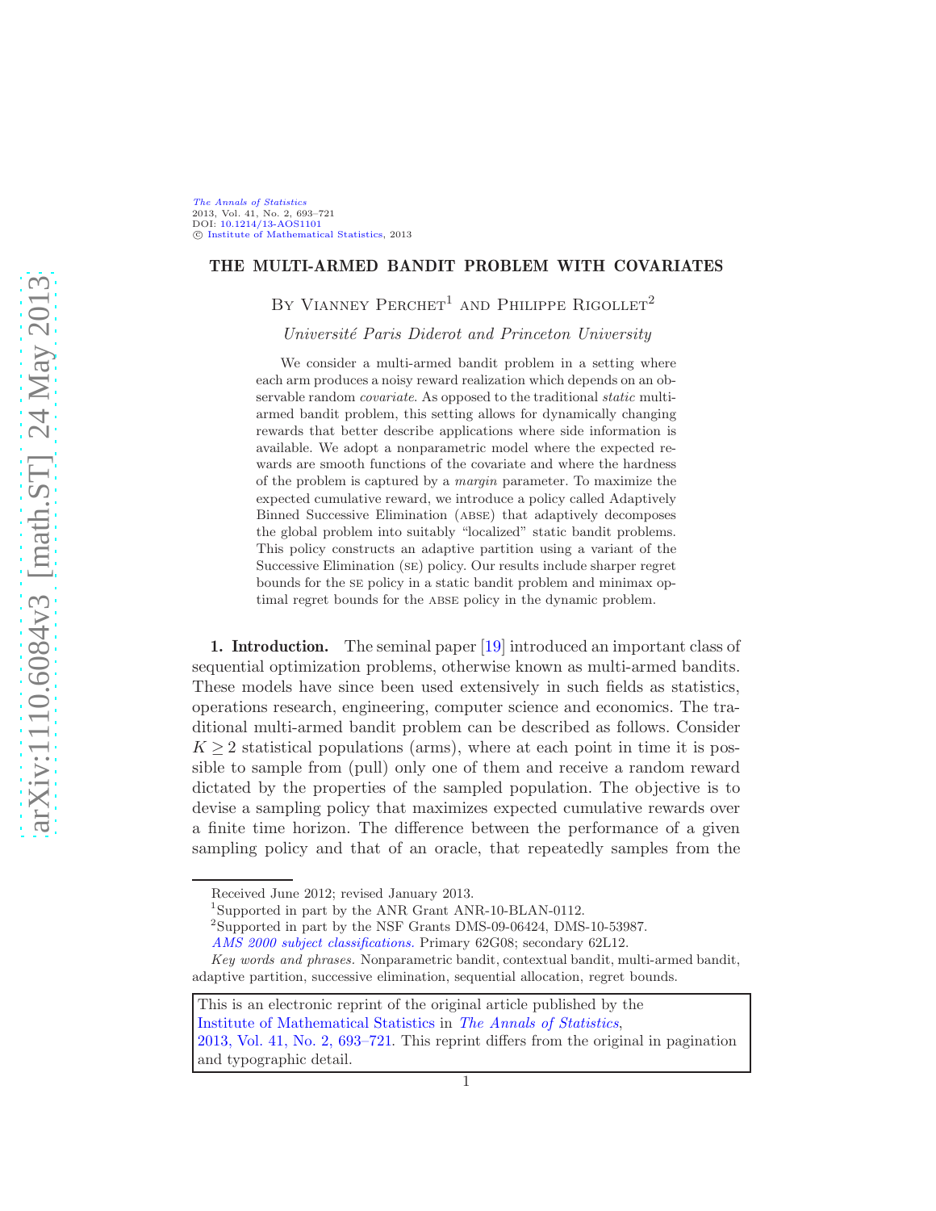# THE MULTI-ARMED BANDIT PROBLEM WITH COVARIATES

By Vianney Perchet[1] and Philippe Rigollet[2]

*Université Paris Diderot and Princeton University*

We consider a multi-armed bandit problem in a setting where each arm produces a noisy reward realization which depends on an observable random *covariate*. As opposed to the traditional *static* multi-armed bandit problem, this setting allows for dynamically changing rewards that better describe applications where side information is available. We adopt a nonparametric model where the expected rewards are smooth functions of the covariate and where the hardness of the problem is captured by a *margin* parameter. To maximize the expected cumulative reward, we introduce a policy called Adaptively Binned Successive Elimination (ABSE) that adaptively decomposes the global problem into suitably "localized" static bandit problems. This policy constructs an adaptive partition using a variant of the Successive Elimination (SE) policy. Our results include sharper regret bounds for the SE policy in a static bandit problem and minimax optimal regret bounds for the ABSE policy in the dynamic problem.

**1. Introduction.** The seminal paper [19] introduced an important class of sequential optimization problems, otherwise known as multi-armed bandits. These models have since been used extensively in such fields as statistics, operations research, engineering, computer science and economics. The traditional multi-armed bandit problem can be described as follows. Consider $K \geq 2$ statistical populations (arms), where at each point in time it is possible to sample from (pull) only one of them and receive a random reward dictated by the properties of the sampled population. The objective is to devise a sampling policy that maximizes expected cumulative rewards over a finite time horizon. The difference between the performance of a given sampling policy and that of an oracle, that repeatedly samples from the

---

Received June 2012; revised January 2013.

[1]Supported in part by the ANR Grant ANR-10-BLAN-0112.

[2]Supported in part by the NSF Grants DMS-09-06424, DMS-10-53987.

*AMS 2000 subject classifications.* Primary 62G08; secondary 62L12.

*Key words and phrases.* Nonparametric bandit, contextual bandit, multi-armed bandit, adaptive partition, successive elimination, sequential allocation, regret bounds.

This is an electronic reprint of the original article published by the Institute of Mathematical Statistics in *The Annals of Statistics*, 2013, Vol. 41, No. 2, 693–721. This reprint differs from the original in pagination and typographic detail.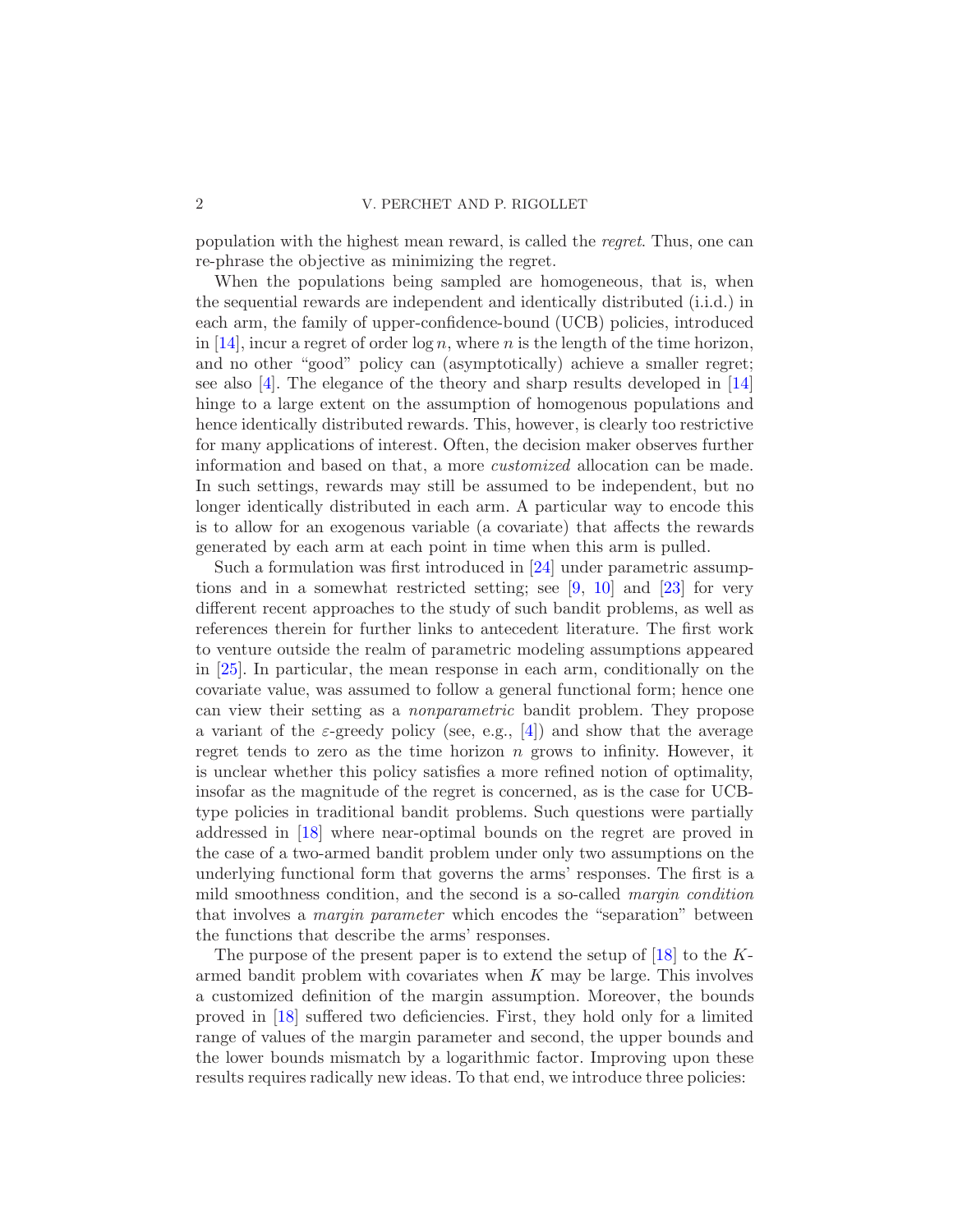population with the highest mean reward, is called the *regret*. Thus, one can re-phrase the objective as minimizing the regret.

When the populations being sampled are homogeneous, that is, when the sequential rewards are independent and identically distributed (i.i.d.) in each arm, the family of upper-confidence-bound (UCB) policies, introduced in [14], incur a regret of order $\log n$, where $n$ is the length of the time horizon, and no other "good" policy can (asymptotically) achieve a smaller regret; see also [4]. The elegance of the theory and sharp results developed in [14] hinge to a large extent on the assumption of homogenous populations and hence identically distributed rewards. This, however, is clearly too restrictive for many applications of interest. Often, the decision maker observes further information and based on that, a more *customized* allocation can be made. In such settings, rewards may still be assumed to be independent, but no longer identically distributed in each arm. A particular way to encode this is to allow for an exogenous variable (a covariate) that affects the rewards generated by each arm at each point in time when this arm is pulled.

Such a formulation was first introduced in [24] under parametric assumptions and in a somewhat restricted setting; see [9, 10] and [23] for very different recent approaches to the study of such bandit problems, as well as references therein for further links to antecedent literature. The first work to venture outside the realm of parametric modeling assumptions appeared in [25]. In particular, the mean response in each arm, conditionally on the covariate value, was assumed to follow a general functional form; hence one can view their setting as a *nonparametric* bandit problem. They propose a variant of the $\varepsilon$-greedy policy (see, e.g., [4]) and show that the average regret tends to zero as the time horizon $n$ grows to infinity. However, it is unclear whether this policy satisfies a more refined notion of optimality, insofar as the magnitude of the regret is concerned, as is the case for UCB-type policies in traditional bandit problems. Such questions were partially addressed in [18] where near-optimal bounds on the regret are proved in the case of a two-armed bandit problem under only two assumptions on the underlying functional form that governs the arms' responses. The first is a mild smoothness condition, and the second is a so-called *margin condition* that involves a *margin parameter* which encodes the "separation" between the functions that describe the arms' responses.

The purpose of the present paper is to extend the setup of [18] to the $K$-armed bandit problem with covariates when $K$ may be large. This involves a customized definition of the margin assumption. Moreover, the bounds proved in [18] suffered two deficiencies. First, they hold only for a limited range of values of the margin parameter and second, the upper bounds and the lower bounds mismatch by a logarithmic factor. Improving upon these results requires radically new ideas. To that end, we introduce three policies: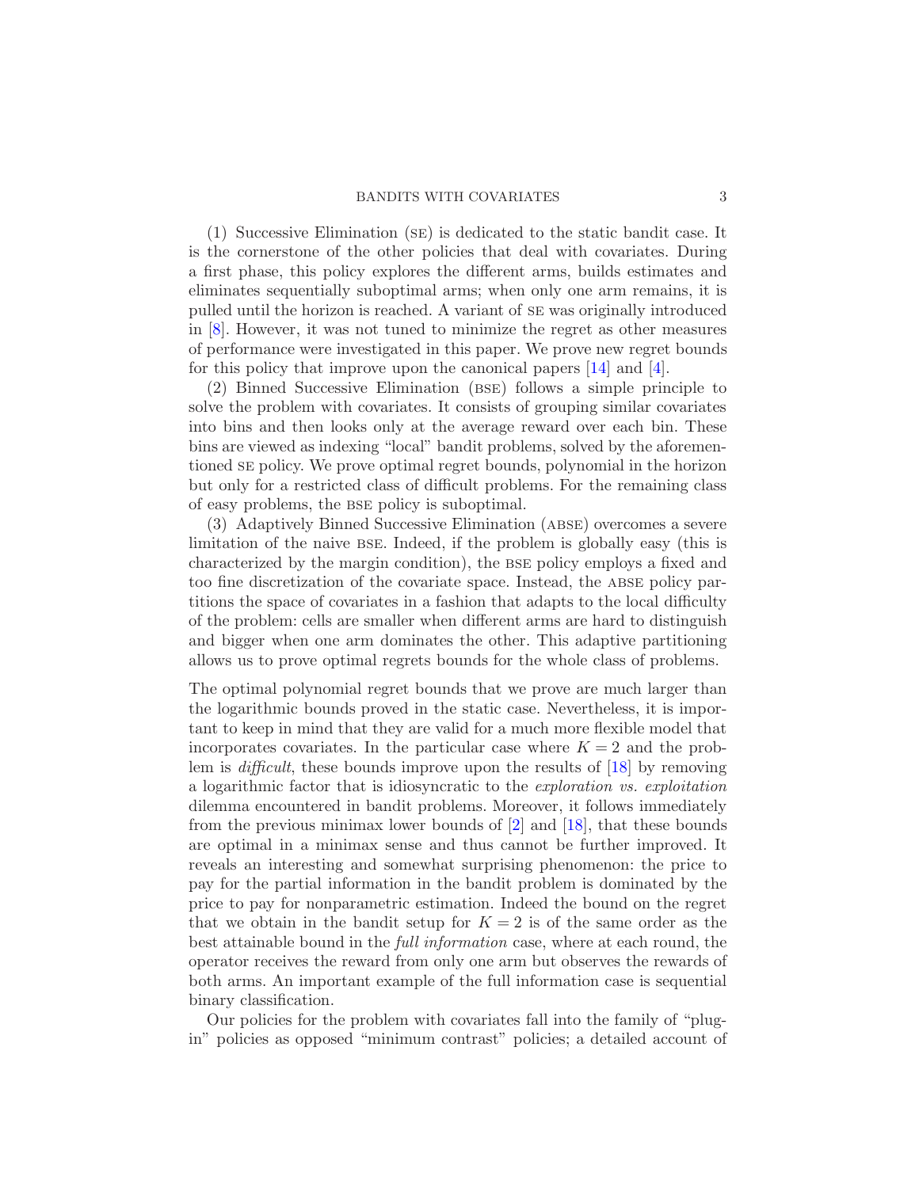(1) Successive Elimination (SE) is dedicated to the static bandit case. It is the cornerstone of the other policies that deal with covariates. During a first phase, this policy explores the different arms, builds estimates and eliminates sequentially suboptimal arms; when only one arm remains, it is pulled until the horizon is reached. A variant of SE was originally introduced in [8]. However, it was not tuned to minimize the regret as other measures of performance were investigated in this paper. We prove new regret bounds for this policy that improve upon the canonical papers [14] and [4].

(2) Binned Successive Elimination (BSE) follows a simple principle to solve the problem with covariates. It consists of grouping similar covariates into bins and then looks only at the average reward over each bin. These bins are viewed as indexing "local" bandit problems, solved by the aforementioned SE policy. We prove optimal regret bounds, polynomial in the horizon but only for a restricted class of difficult problems. For the remaining class of easy problems, the BSE policy is suboptimal.

(3) Adaptively Binned Successive Elimination (ABSE) overcomes a severe limitation of the naive BSE. Indeed, if the problem is globally easy (this is characterized by the margin condition), the BSE policy employs a fixed and too fine discretization of the covariate space. Instead, the ABSE policy partitions the space of covariates in a fashion that adapts to the local difficulty of the problem: cells are smaller when different arms are hard to distinguish and bigger when one arm dominates the other. This adaptive partitioning allows us to prove optimal regrets bounds for the whole class of problems.

The optimal polynomial regret bounds that we prove are much larger than the logarithmic bounds proved in the static case. Nevertheless, it is important to keep in mind that they are valid for a much more flexible model that incorporates covariates. In the particular case where $K = 2$ and the problem is *difficult*, these bounds improve upon the results of [18] by removing a logarithmic factor that is idiosyncratic to the *exploration vs. exploitation* dilemma encountered in bandit problems. Moreover, it follows immediately from the previous minimax lower bounds of [2] and [18], that these bounds are optimal in a minimax sense and thus cannot be further improved. It reveals an interesting and somewhat surprising phenomenon: the price to pay for the partial information in the bandit problem is dominated by the price to pay for nonparametric estimation. Indeed the bound on the regret that we obtain in the bandit setup for $K = 2$ is of the same order as the best attainable bound in the *full information* case, where at each round, the operator receives the reward from only one arm but observes the rewards of both arms. An important example of the full information case is sequential binary classification.

Our policies for the problem with covariates fall into the family of "plug-in" policies as opposed "minimum contrast" policies; a detailed account of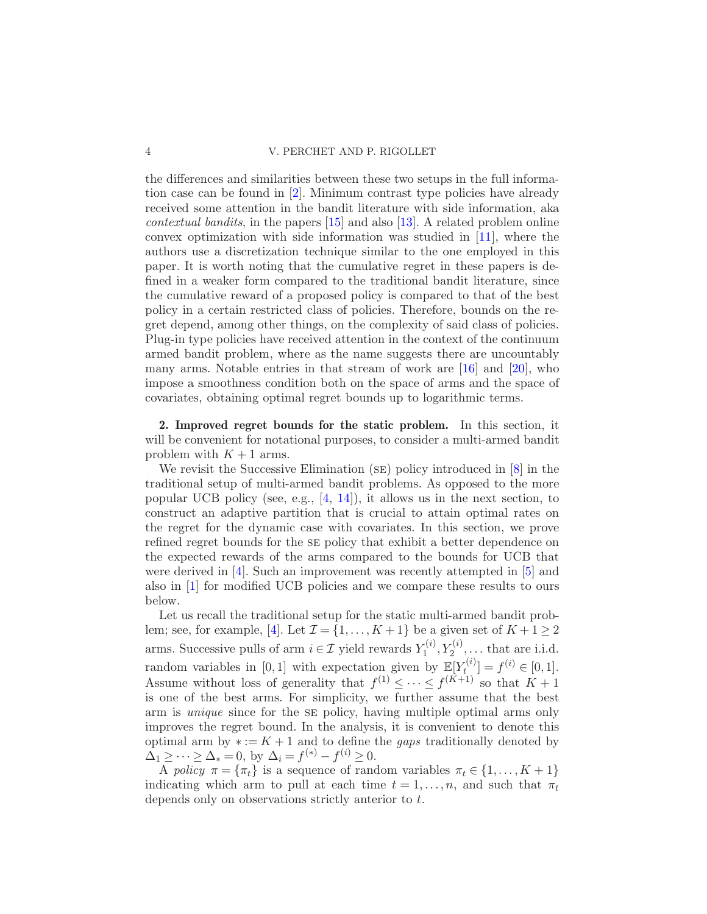the differences and similarities between these two setups in the full information case can be found in [2]. Minimum contrast type policies have already received some attention in the bandit literature with side information, aka *contextual bandits*, in the papers [15] and also [13]. A related problem online convex optimization with side information was studied in [11], where the authors use a discretization technique similar to the one employed in this paper. It is worth noting that the cumulative regret in these papers is defined in a weaker form compared to the traditional bandit literature, since the cumulative reward of a proposed policy is compared to that of the best policy in a certain restricted class of policies. Therefore, bounds on the regret depend, among other things, on the complexity of said class of policies. Plug-in type policies have received attention in the context of the continuum armed bandit problem, where as the name suggests there are uncountably many arms. Notable entries in that stream of work are [16] and [20], who impose a smoothness condition both on the space of arms and the space of covariates, obtaining optimal regret bounds up to logarithmic terms.

## 2. Improved regret bounds for the static problem.

In this section, it will be convenient for notational purposes, to consider a multi-armed bandit problem with $K+1$ arms.

We revisit the Successive Elimination (SE) policy introduced in [8] in the traditional setup of multi-armed bandit problems. As opposed to the more popular UCB policy (see, e.g., [4, 14]), it allows us in the next section, to construct an adaptive partition that is crucial to attain optimal rates on the regret for the dynamic case with covariates. In this section, we prove refined regret bounds for the SE policy that exhibit a better dependence on the expected rewards of the arms compared to the bounds for UCB that were derived in [4]. Such an improvement was recently attempted in [5] and also in [1] for modified UCB policies and we compare these results to ours below.

Let us recall the traditional setup for the static multi-armed bandit problem; see, for example, [4]. Let $\mathcal{I} = \{1, \dots, K+1\}$ be a given set of $K+1 \geq 2$ arms. Successive pulls of arm $i \in \mathcal{I}$ yield rewards $Y_1^{(i)}, Y_2^{(i)}, \dots$ that are i.i.d. random variables in $[0,1]$ with expectation given by $\mathbb{E}[Y_t^{(i)}] = f^{(i)} \in [0,1]$. Assume without loss of generality that $f^{(1)} \leq \cdots \leq f^{(K+1)}$ so that $K+1$ is one of the best arms. For simplicity, we further assume that the best arm is *unique* since for the SE policy, having multiple optimal arms only improves the regret bound. In the analysis, it is convenient to denote this optimal arm by $* := K+1$ and to define the *gaps* traditionally denoted by $\Delta_1 \geq \cdots \geq \Delta_* = 0$, by $\Delta_i = f^{(*)} - f^{(i)} \geq 0$.

A *policy* $\pi = \{\pi_t\}$ is a sequence of random variables $\pi_t \in \{1, \dots, K+1\}$ indicating which arm to pull at each time $t = 1, \dots, n$, and such that $\pi_t$ depends only on observations strictly anterior to $t$.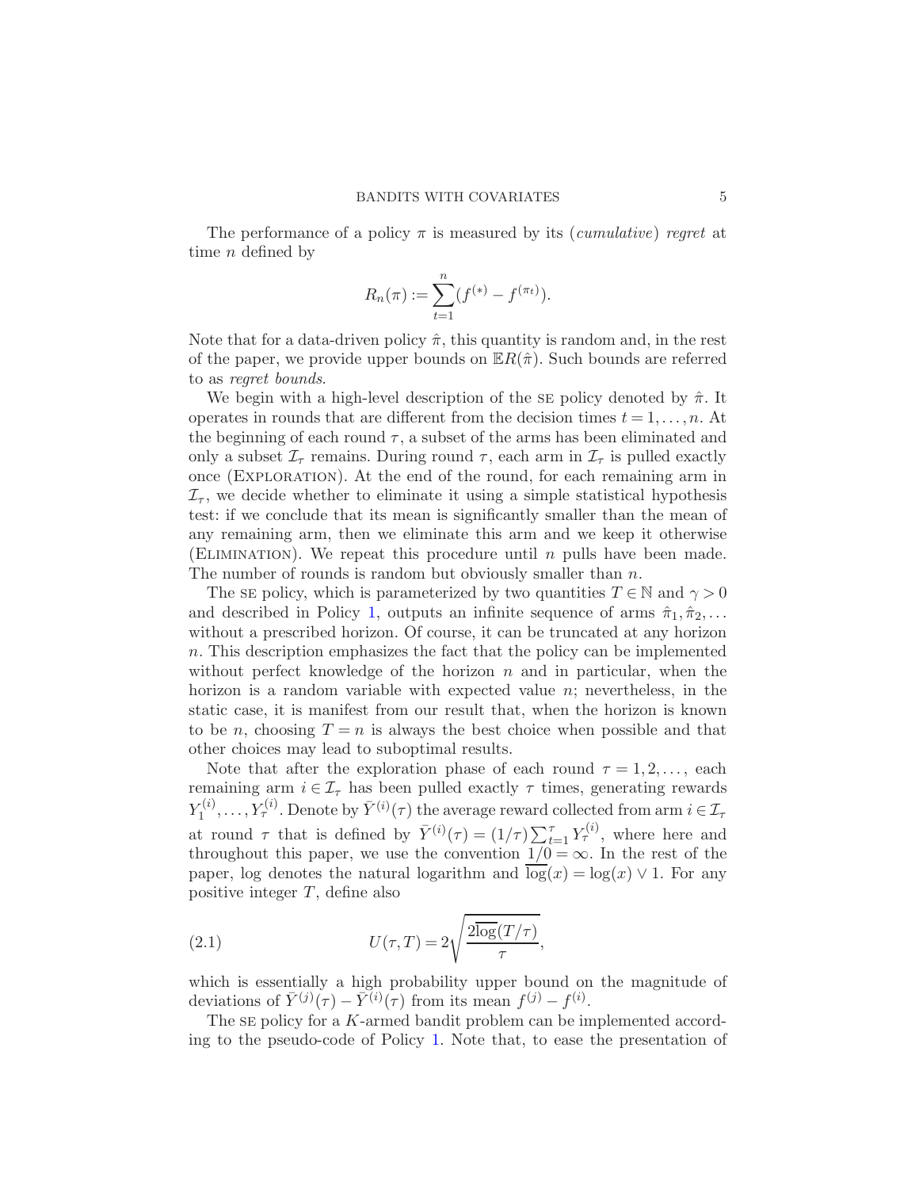The performance of a policy $\pi$ is measured by its (*cumulative*) *regret* at time $n$ defined by

$$R_n(\pi) := \sum_{t=1}^{n} (f^{(*)} - f^{(\pi_t)}).$$

Note that for a data-driven policy $\hat{\pi}$, this quantity is random and, in the rest of the paper, we provide upper bounds on $\mathbb{E}R(\hat{\pi})$. Such bounds are referred to as *regret bounds*.

We begin with a high-level description of the SE policy denoted by $\hat{\pi}$. It operates in rounds that are different from the decision times $t = 1, \dots, n$. At the beginning of each round $\tau$, a subset of the arms has been eliminated and only a subset $\mathcal{I}_\tau$ remains. During round $\tau$, each arm in $\mathcal{I}_\tau$ is pulled exactly once (Exploration). At the end of the round, for each remaining arm in $\mathcal{I}_\tau$, we decide whether to eliminate it using a simple statistical hypothesis test: if we conclude that its mean is significantly smaller than the mean of any remaining arm, then we eliminate this arm and we keep it otherwise (Elimination). We repeat this procedure until $n$ pulls have been made. The number of rounds is random but obviously smaller than $n$.

The SE policy, which is parameterized by two quantities $T \in \mathbb{N}$ and $\gamma > 0$ and described in Policy 1, outputs an infinite sequence of arms $\hat{\pi}_1, \hat{\pi}_2, \dots$ without a prescribed horizon. Of course, it can be truncated at any horizon $n$. This description emphasizes the fact that the policy can be implemented without perfect knowledge of the horizon $n$ and in particular, when the horizon is a random variable with expected value $n$; nevertheless, in the static case, it is manifest from our result that, when the horizon is known to be $n$, choosing $T = n$ is always the best choice when possible and that other choices may lead to suboptimal results.

Note that after the exploration phase of each round $\tau = 1, 2, \dots$, each remaining arm $i \in \mathcal{I}_\tau$ has been pulled exactly $\tau$ times, generating rewards $Y_1^{(i)}, \dots, Y_\tau^{(i)}$. Denote by $\bar{Y}^{(i)}(\tau)$ the average reward collected from arm $i \in \mathcal{I}_\tau$ at round $\tau$ that is defined by $\bar{Y}^{(i)}(\tau) = (1/\tau) \sum_{t=1}^{\tau} Y_\tau^{(i)}$, where here and throughout this paper, we use the convention $1/0 = \infty$. In the rest of the paper, log denotes the natural logarithm and $\overline{\log}(x) = \log(x) \vee 1$. For any positive integer $T$, define also

$$U(\tau, T) = 2\sqrt{\frac{2\overline{\log}(T/\tau)}{\tau}}, \tag{2.1}$$

which is essentially a high probability upper bound on the magnitude of deviations of $\bar{Y}^{(j)}(\tau) - \bar{Y}^{(i)}(\tau)$ from its mean $f^{(j)} - f^{(i)}$.

The SE policy for a $K$-armed bandit problem can be implemented according to the pseudo-code of Policy 1. Note that, to ease the presentation of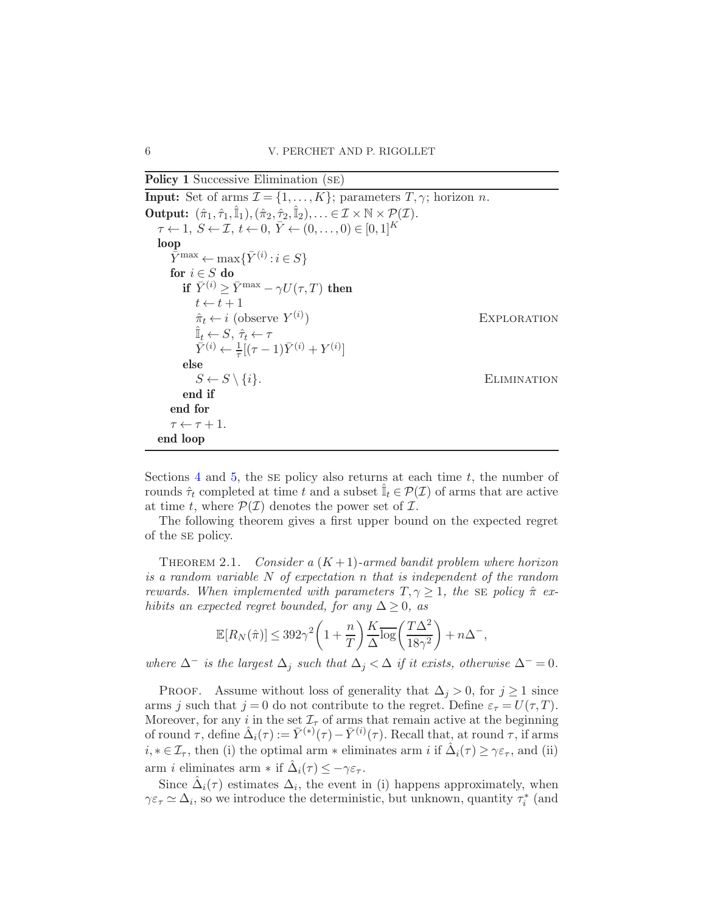**Policy 1** Successive Elimination (SE)

**Input:** Set of arms $\mathcal{I} = \{1, \dots, K\}$; parameters $T, \gamma$; horizon $n$.
**Output:** $(\hat{\pi}_1, \hat{\tau}_1, \hat{\mathbb{I}}_1), (\hat{\pi}_2, \hat{\tau}_2, \hat{\mathbb{I}}_2), \ldots \in \mathcal{I} \times \mathbb{N} \times \mathcal{P}(\mathcal{I})$.

```
τ ← 1, S ← I, t ← 0, Ȳ ← (0,...,0) ∈ [0,1]^K
loop
   Ȳ^max ← max{Ȳ^(i) : i ∈ S}
   for i ∈ S do
      if Ȳ^(i) ≥ Ȳ^max − γU(τ,T) then
         t ← t + 1
         π̂_t ← i (observe Y^(i))                          EXPLORATION
         Î_t ← S, τ̂_t ← τ
         Ȳ^(i) ← (1/τ)[(τ − 1)Ȳ^(i) + Y^(i)]
      else
         S ← S \ {i}.                                      ELIMINATION
      end if
   end for
   τ ← τ + 1.
end loop
```

Sections 4 and 5, the SE policy also returns at each time $t$, the number of rounds $\hat{\tau}_t$ completed at time $t$ and a subset $\hat{\mathbb{I}}_t \in \mathcal{P}(\mathcal{I})$ of arms that are active at time $t$, where $\mathcal{P}(\mathcal{I})$ denotes the power set of $\mathcal{I}$.

The following theorem gives a first upper bound on the expected regret of the SE policy.

THEOREM 2.1. *Consider a $(K+1)$-armed bandit problem where horizon is a random variable $N$ of expectation $n$ that is independent of the random rewards. When implemented with parameters $T, \gamma \geq 1$, the SE policy $\hat{\pi}$ exhibits an expected regret bounded, for any $\Delta \geq 0$, as*

$$\mathbb{E}[R_N(\hat{\pi})] \leq 392\gamma^2 \left(1 + \frac{n}{T}\right) \frac{K}{\Delta} \overline{\log}\left(\frac{T\Delta^2}{18\gamma^2}\right) + n\Delta^-,$$

*where $\Delta^-$ is the largest $\Delta_j$ such that $\Delta_j < \Delta$ if it exists, otherwise $\Delta^- = 0$.*

PROOF. Assume without loss of generality that $\Delta_j > 0$, for $j \geq 1$ since arms $j$ such that $j = 0$ do not contribute to the regret. Define $\varepsilon_\tau = U(\tau, T)$. Moreover, for any $i$ in the set $\mathcal{I}_\tau$ of arms that remain active at the beginning of round $\tau$, define $\hat{\Delta}_i(\tau) := \bar{Y}^{(*)}(\tau) - \bar{Y}^{(i)}(\tau)$. Recall that, at round $\tau$, if arms $i, * \in \mathcal{I}_\tau$, then (i) the optimal arm $*$ eliminates arm $i$ if $\hat{\Delta}_i(\tau) \geq \gamma\varepsilon_\tau$, and (ii) arm $i$ eliminates arm $*$ if $\hat{\Delta}_i(\tau) \leq -\gamma\varepsilon_\tau$.

Since $\hat{\Delta}_i(\tau)$ estimates $\Delta_i$, the event in (i) happens approximately, when $\gamma\varepsilon_\tau \simeq \Delta_i$, so we introduce the deterministic, but unknown, quantity $\tau_i^*$ (and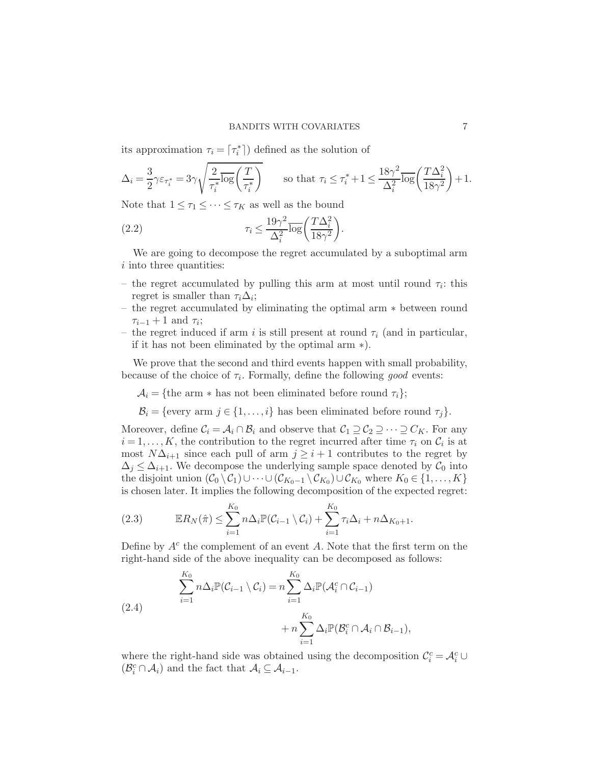its approximation $\tau_i = \lceil \tau_i^* \rceil$) defined as the solution of

$$\Delta_i = \frac{3}{2}\gamma\varepsilon_{\tau_i^*} = 3\gamma\sqrt{\frac{2}{\tau_i^*}\overline{\log}\left(\frac{T}{\tau_i^*}\right)} \qquad \text{so that } \tau_i \le \tau_i^* + 1 \le \frac{18\gamma^2}{\Delta_i^2}\overline{\log}\left(\frac{T\Delta_i^2}{18\gamma^2}\right) + 1.$$

Note that $1 \le \tau_1 \le \cdots \le \tau_K$ as well as the bound

$$\tau_i \le \frac{19\gamma^2}{\Delta_i^2}\overline{\log}\left(\frac{T\Delta_i^2}{18\gamma^2}\right). \tag{2.2}$$

We are going to decompose the regret accumulated by a suboptimal arm $i$ into three quantities:

- the regret accumulated by pulling this arm at most until round $\tau_i$: this regret is smaller than $\tau_i \Delta_i$;
- the regret accumulated by eliminating the optimal arm $*$ between round $\tau_{i-1} + 1$ and $\tau_i$;
- the regret induced if arm $i$ is still present at round $\tau_i$ (and in particular, if it has not been eliminated by the optimal arm $*$).

We prove that the second and third events happen with small probability, because of the choice of $\tau_i$. Formally, define the following *good* events:

$\mathcal{A}_i = \{$the arm $*$ has not been eliminated before round $\tau_i\}$;

$\mathcal{B}_i = \{$every arm $j \in \{1, \ldots, i\}$ has been eliminated before round $\tau_j\}$.

Moreover, define $\mathcal{C}_i = \mathcal{A}_i \cap \mathcal{B}_i$ and observe that $\mathcal{C}_1 \supseteq \mathcal{C}_2 \supseteq \cdots \supseteq C_K$. For any $i = 1, \ldots, K$, the contribution to the regret incurred after time $\tau_i$ on $\mathcal{C}_i$ is at most $N\Delta_{i+1}$ since each pull of arm $j \ge i+1$ contributes to the regret by $\Delta_j \le \Delta_{i+1}$. We decompose the underlying sample space denoted by $\mathcal{C}_0$ into the disjoint union $(\mathcal{C}_0 \setminus \mathcal{C}_1) \cup \cdots \cup (\mathcal{C}_{K_0-1} \setminus \mathcal{C}_{K_0}) \cup \mathcal{C}_{K_0}$ where $K_0 \in \{1, \ldots, K\}$ is chosen later. It implies the following decomposition of the expected regret:

$$\mathbb{E}R_N(\hat{\pi}) \le \sum_{i=1}^{K_0} n\Delta_i \mathbb{P}(\mathcal{C}_{i-1} \setminus \mathcal{C}_i) + \sum_{i=1}^{K_0} \tau_i \Delta_i + n\Delta_{K_0+1}. \tag{2.3}$$

Define by $A^c$ the complement of an event $A$. Note that the first term on the right-hand side of the above inequality can be decomposed as follows:

$$\begin{aligned} \sum_{i=1}^{K_0} n\Delta_i \mathbb{P}(\mathcal{C}_{i-1} \setminus \mathcal{C}_i) &= n\sum_{i=1}^{K_0} \Delta_i \mathbb{P}(\mathcal{A}_i^c \cap \mathcal{C}_{i-1}) \\ &\quad + n\sum_{i=1}^{K_0} \Delta_i \mathbb{P}(\mathcal{B}_i^c \cap \mathcal{A}_i \cap \mathcal{B}_{i-1}), \end{aligned} \tag{2.4}$$

where the right-hand side was obtained using the decomposition $\mathcal{C}_i^c = \mathcal{A}_i^c \cup (\mathcal{B}_i^c \cap \mathcal{A}_i)$ and the fact that $\mathcal{A}_i \subseteq \mathcal{A}_{i-1}$.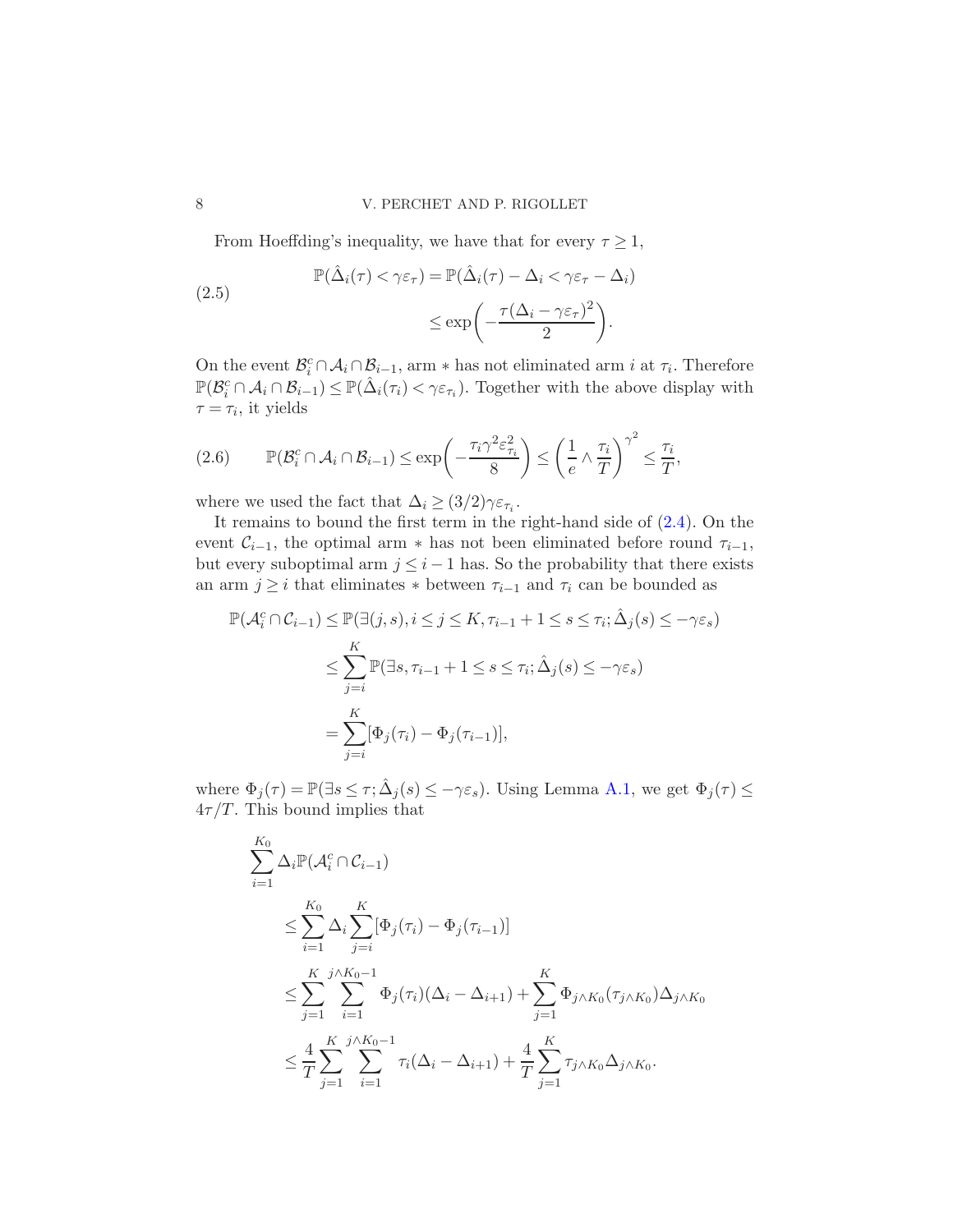From Hoeffding's inequality, we have that for every $\tau \geq 1$,

$$
\begin{aligned}
\mathbb{P}(\hat{\Delta}_i(\tau) < \gamma\varepsilon_\tau) &= \mathbb{P}(\hat{\Delta}_i(\tau) - \Delta_i < \gamma\varepsilon_\tau - \Delta_i) \\
&\leq \exp\left(-\frac{\tau(\Delta_i - \gamma\varepsilon_\tau)^2}{2}\right).
\end{aligned} \tag{2.5}
$$

On the event $\mathcal{B}_i^c \cap \mathcal{A}_i \cap \mathcal{B}_{i-1}$, arm $*$ has not eliminated arm $i$ at $\tau_i$. Therefore $\mathbb{P}(\mathcal{B}_i^c \cap \mathcal{A}_i \cap \mathcal{B}_{i-1}) \leq \mathbb{P}(\hat{\Delta}_i(\tau_i) < \gamma\varepsilon_{\tau_i})$. Together with the above display with $\tau = \tau_i$, it yields

$$
\mathbb{P}(\mathcal{B}_i^c \cap \mathcal{A}_i \cap \mathcal{B}_{i-1}) \leq \exp\left(-\frac{\tau_i \gamma^2 \varepsilon_{\tau_i}^2}{8}\right) \leq \left(\frac{1}{e} \wedge \frac{\tau_i}{T}\right)^{\gamma^2} \leq \frac{\tau_i}{T}, \tag{2.6}
$$

where we used the fact that $\Delta_i \geq (3/2)\gamma\varepsilon_{\tau_i}$.

It remains to bound the first term in the right-hand side of (2.4). On the event $\mathcal{C}_{i-1}$, the optimal arm $*$ has not been eliminated before round $\tau_{i-1}$, but every suboptimal arm $j \leq i-1$ has. So the probability that there exists an arm $j \geq i$ that eliminates $*$ between $\tau_{i-1}$ and $\tau_i$ can be bounded as

$$
\begin{aligned}
\mathbb{P}(\mathcal{A}_i^c \cap \mathcal{C}_{i-1}) &\leq \mathbb{P}(\exists (j,s), i \leq j \leq K, \tau_{i-1} + 1 \leq s \leq \tau_i; \hat{\Delta}_j(s) \leq -\gamma\varepsilon_s) \\
&\leq \sum_{j=i}^{K} \mathbb{P}(\exists s, \tau_{i-1} + 1 \leq s \leq \tau_i; \hat{\Delta}_j(s) \leq -\gamma\varepsilon_s) \\
&= \sum_{j=i}^{K} [\Phi_j(\tau_i) - \Phi_j(\tau_{i-1})],
\end{aligned}
$$

where $\Phi_j(\tau) = \mathbb{P}(\exists s \leq \tau; \hat{\Delta}_j(s) \leq -\gamma\varepsilon_s)$. Using Lemma A.1, we get $\Phi_j(\tau) \leq 4\tau/T$. This bound implies that

$$
\begin{aligned}
&\sum_{i=1}^{K_0} \Delta_i \mathbb{P}(\mathcal{A}_i^c \cap \mathcal{C}_{i-1}) \\
&\qquad \leq \sum_{i=1}^{K_0} \Delta_i \sum_{j=i}^{K} [\Phi_j(\tau_i) - \Phi_j(\tau_{i-1})] \\
&\qquad \leq \sum_{j=1}^{K} \sum_{i=1}^{j \wedge K_0 - 1} \Phi_j(\tau_i)(\Delta_i - \Delta_{i+1}) + \sum_{j=1}^{K} \Phi_{j \wedge K_0}(\tau_{j \wedge K_0}) \Delta_{j \wedge K_0} \\
&\qquad \leq \frac{4}{T} \sum_{j=1}^{K} \sum_{i=1}^{j \wedge K_0 - 1} \tau_i (\Delta_i - \Delta_{i+1}) + \frac{4}{T} \sum_{j=1}^{K} \tau_{j \wedge K_0} \Delta_{j \wedge K_0}.
\end{aligned}
$$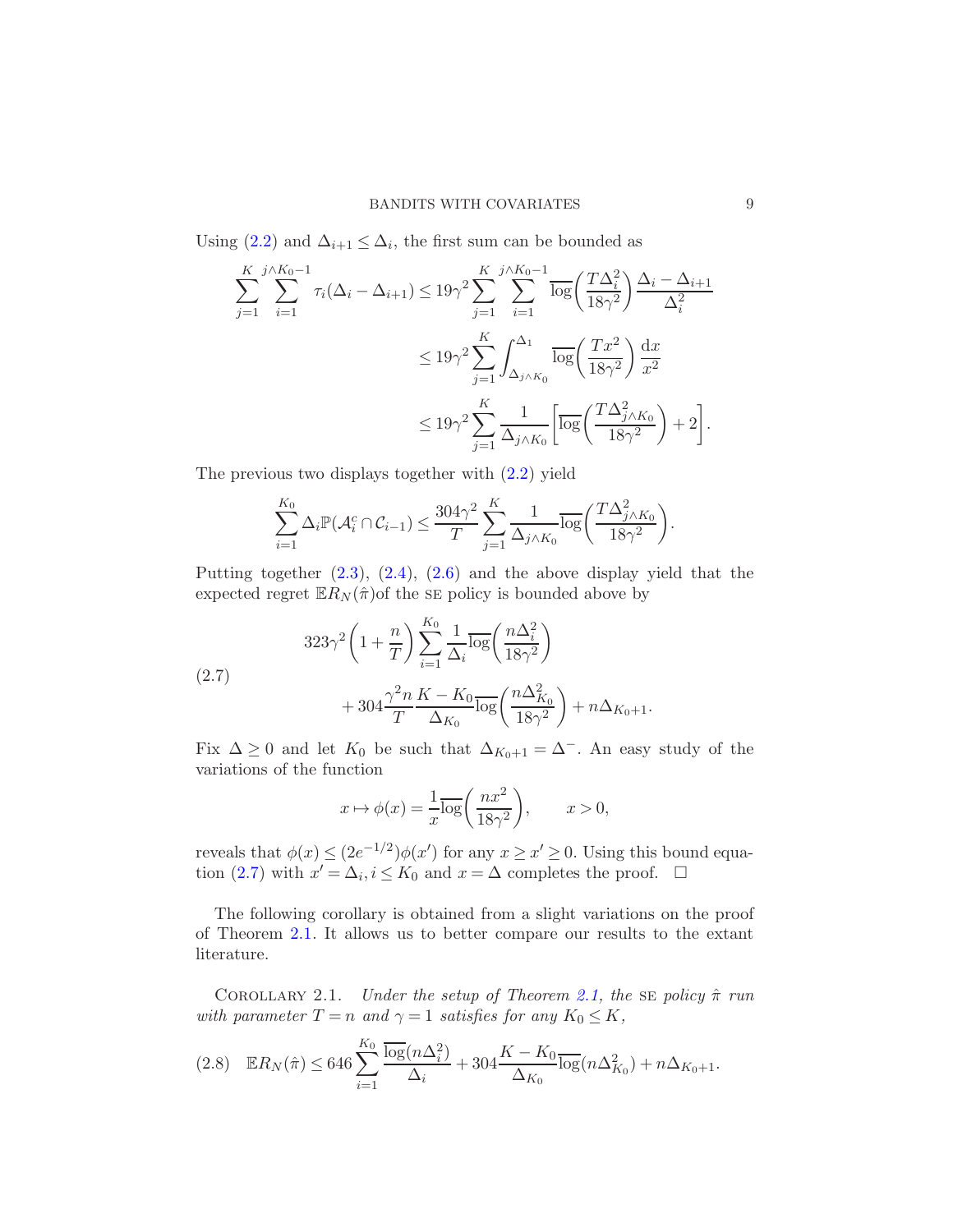Using (2.2) and $\Delta_{i+1} \le \Delta_i$, the first sum can be bounded as

$$\begin{aligned}
\sum_{j=1}^{K} \sum_{i=1}^{j\wedge K_0 - 1} \tau_i(\Delta_i - \Delta_{i+1}) &\le 19\gamma^2 \sum_{j=1}^{K} \sum_{i=1}^{j\wedge K_0 - 1} \overline{\log}\left(\frac{T\Delta_i^2}{18\gamma^2}\right) \frac{\Delta_i - \Delta_{i+1}}{\Delta_i^2} \\
&\le 19\gamma^2 \sum_{j=1}^{K} \int_{\Delta_{j\wedge K_0}}^{\Delta_1} \overline{\log}\left(\frac{Tx^2}{18\gamma^2}\right) \frac{\mathrm{d}x}{x^2} \\
&\le 19\gamma^2 \sum_{j=1}^{K} \frac{1}{\Delta_{j\wedge K_0}} \left[\overline{\log}\left(\frac{T\Delta_{j\wedge K_0}^2}{18\gamma^2}\right) + 2\right].
\end{aligned}$$

The previous two displays together with (2.2) yield

$$\sum_{i=1}^{K_0} \Delta_i \mathbb{P}(\mathcal{A}_i^c \cap \mathcal{C}_{i-1}) \le \frac{304\gamma^2}{T} \sum_{j=1}^{K} \frac{1}{\Delta_{j\wedge K_0}} \overline{\log}\left(\frac{T\Delta_{j\wedge K_0}^2}{18\gamma^2}\right).$$

Putting together (2.3), (2.4), (2.6) and the above display yield that the expected regret $\mathbb{E}R_N(\hat{\pi})$of the SE policy is bounded above by

$$\begin{aligned}
&323\gamma^2\left(1 + \frac{n}{T}\right) \sum_{i=1}^{K_0} \frac{1}{\Delta_i} \overline{\log}\left(\frac{n\Delta_i^2}{18\gamma^2}\right) \\
&\qquad + 304 \frac{\gamma^2 n}{T} \frac{K - K_0}{\Delta_{K_0}} \overline{\log}\left(\frac{n\Delta_{K_0}^2}{18\gamma^2}\right) + n\Delta_{K_0+1}.
\end{aligned} \tag{2.7}$$

Fix $\Delta \ge 0$ and let $K_0$ be such that $\Delta_{K_0+1} = \Delta^-$. An easy study of the variations of the function

$$x \mapsto \phi(x) = \frac{1}{x} \overline{\log}\left(\frac{nx^2}{18\gamma^2}\right), \qquad x > 0,$$

reveals that $\phi(x) \le (2e^{-1/2})\phi(x')$ for any $x \ge x' \ge 0$. Using this bound equation (2.7) with $x' = \Delta_i, i \le K_0$ and $x = \Delta$ completes the proof. $\square$

The following corollary is obtained from a slight variations on the proof of Theorem 2.1. It allows us to better compare our results to the extant literature.

Corollary 2.1. *Under the setup of Theorem 2.1, the* SE *policy* $\hat{\pi}$ *run with parameter* $T = n$ *and* $\gamma = 1$ *satisfies for any* $K_0 \le K$,

$$\mathbb{E}R_N(\hat{\pi}) \le 646 \sum_{i=1}^{K_0} \frac{\overline{\log}(n\Delta_i^2)}{\Delta_i} + 304 \frac{K - K_0}{\Delta_{K_0}} \overline{\log}(n\Delta_{K_0}^2) + n\Delta_{K_0+1}. \tag{2.8}$$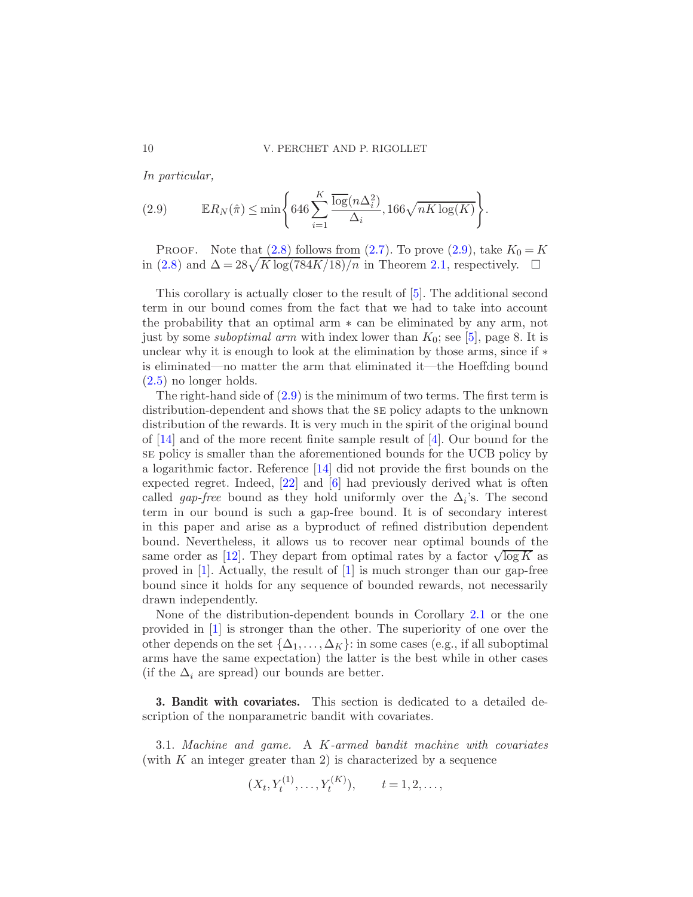*In particular,*

$$\mathbb{E}R_N(\hat{\pi}) \le \min\left\{646\sum_{i=1}^{K}\frac{\overline{\log}(n\Delta_i^2)}{\Delta_i}, 166\sqrt{nK\log(K)}\right\}. \tag{2.9}$$

PROOF. Note that (2.8) follows from (2.7). To prove (2.9), take $K_0 = K$ in (2.8) and $\Delta = 28\sqrt{K\log(784K/18)/n}$ in Theorem 2.1, respectively. $\square$

This corollary is actually closer to the result of [5]. The additional second term in our bound comes from the fact that we had to take into account the probability that an optimal arm $*$ can be eliminated by any arm, not just by some *suboptimal arm* with index lower than $K_0$; see [5], page 8. It is unclear why it is enough to look at the elimination by those arms, since if $*$ is eliminated—no matter the arm that eliminated it—the Hoeffding bound (2.5) no longer holds.

The right-hand side of (2.9) is the minimum of two terms. The first term is distribution-dependent and shows that the SE policy adapts to the unknown distribution of the rewards. It is very much in the spirit of the original bound of [14] and of the more recent finite sample result of [4]. Our bound for the SE policy is smaller than the aforementioned bounds for the UCB policy by a logarithmic factor. Reference [14] did not provide the first bounds on the expected regret. Indeed, [22] and [6] had previously derived what is often called *gap-free* bound as they hold uniformly over the $\Delta_i$'s. The second term in our bound is such a gap-free bound. It is of secondary interest in this paper and arise as a byproduct of refined distribution dependent bound. Nevertheless, it allows us to recover near optimal bounds of the same order as [12]. They depart from optimal rates by a factor $\sqrt{\log K}$ as proved in [1]. Actually, the result of [1] is much stronger than our gap-free bound since it holds for any sequence of bounded rewards, not necessarily drawn independently.

None of the distribution-dependent bounds in Corollary 2.1 or the one provided in [1] is stronger than the other. The superiority of one over the other depends on the set $\{\Delta_1, \dots, \Delta_K\}$: in some cases (e.g., if all suboptimal arms have the same expectation) the latter is the best while in other cases (if the $\Delta_i$ are spread) our bounds are better.

## 3. Bandit with covariates.

This section is dedicated to a detailed description of the nonparametric bandit with covariates.

3.1. *Machine and game.* A *K-armed bandit machine with covariates* (with $K$ an integer greater than 2) is characterized by a sequence

$$(X_t, Y_t^{(1)}, \dots, Y_t^{(K)}), \qquad t = 1, 2, \dots,$$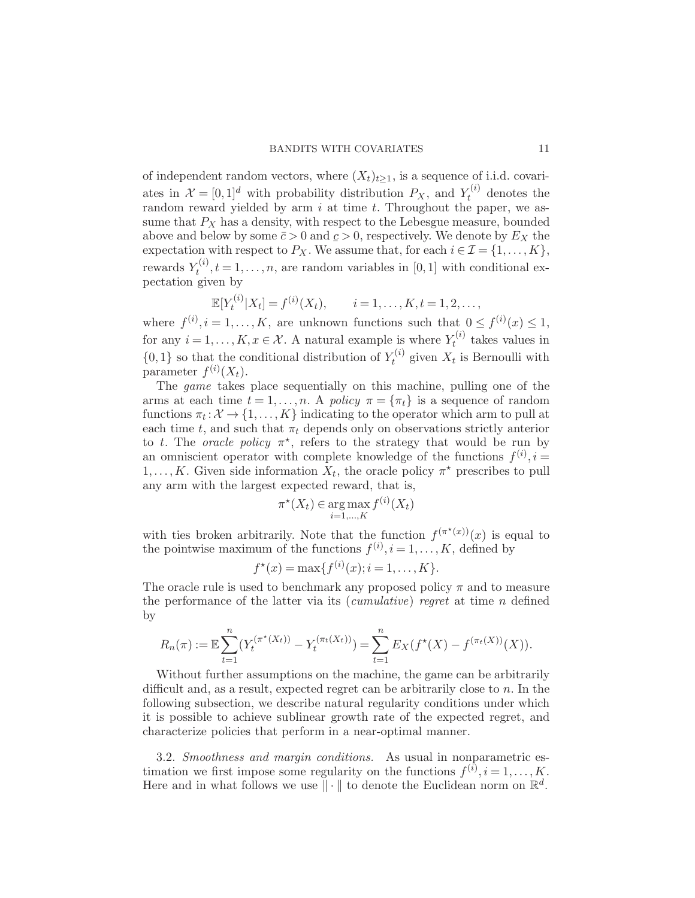of independent random vectors, where $(X_t)_{t\geq 1}$, is a sequence of i.i.d. covariates in $\mathcal{X} = [0,1]^d$ with probability distribution $P_X$, and $Y_t^{(i)}$ denotes the random reward yielded by arm $i$ at time $t$. Throughout the paper, we assume that $P_X$ has a density, with respect to the Lebesgue measure, bounded above and below by some $\bar{c} > 0$ and $\underline{c} > 0$, respectively. We denote by $E_X$ the expectation with respect to $P_X$. We assume that, for each $i \in \mathcal{I} = \{1,\dots,K\}$, rewards $Y_t^{(i)}, t = 1,\dots,n$, are random variables in $[0,1]$ with conditional expectation given by

$$\mathbb{E}[Y_t^{(i)} | X_t] = f^{(i)}(X_t), \qquad i = 1,\dots,K, t = 1,2,\dots,$$

where $f^{(i)}, i = 1,\dots,K$, are unknown functions such that $0 \leq f^{(i)}(x) \leq 1$, for any $i = 1,\dots,K, x \in \mathcal{X}$. A natural example is where $Y_t^{(i)}$ takes values in $\{0,1\}$ so that the conditional distribution of $Y_t^{(i)}$ given $X_t$ is Bernoulli with parameter $f^{(i)}(X_t)$.

The *game* takes place sequentially on this machine, pulling one of the arms at each time $t = 1,\dots,n$. A *policy* $\pi = \{\pi_t\}$ is a sequence of random functions $\pi_t : \mathcal{X} \to \{1,\dots,K\}$ indicating to the operator which arm to pull at each time $t$, and such that $\pi_t$ depends only on observations strictly anterior to $t$. The *oracle policy* $\pi^\star$, refers to the strategy that would be run by an omniscient operator with complete knowledge of the functions $f^{(i)}, i = 1,\dots,K$. Given side information $X_t$, the oracle policy $\pi^\star$ prescribes to pull any arm with the largest expected reward, that is,

$$\pi^\star(X_t) \in \operatorname*{arg\,max}_{i=1,\dots,K} f^{(i)}(X_t)$$

with ties broken arbitrarily. Note that the function $f^{(\pi^\star(x))}(x)$ is equal to the pointwise maximum of the functions $f^{(i)}, i = 1,\dots,K$, defined by

$$f^\star(x) = \max\{f^{(i)}(x); i = 1,\dots,K\}.$$

The oracle rule is used to benchmark any proposed policy $\pi$ and to measure the performance of the latter via its (*cumulative*) *regret* at time $n$ defined by

$$R_n(\pi) := \mathbb{E}\sum_{t=1}^{n}(Y_t^{(\pi^\star(X_t))} - Y_t^{(\pi_t(X_t))}) = \sum_{t=1}^{n} E_X(f^\star(X) - f^{(\pi_t(X))}(X)).$$

Without further assumptions on the machine, the game can be arbitrarily difficult and, as a result, expected regret can be arbitrarily close to $n$. In the following subsection, we describe natural regularity conditions under which it is possible to achieve sublinear growth rate of the expected regret, and characterize policies that perform in a near-optimal manner.

3.2. *Smoothness and margin conditions.* As usual in nonparametric estimation we first impose some regularity on the functions $f^{(i)}, i = 1,\dots,K$. Here and in what follows we use $\|\cdot\|$ to denote the Euclidean norm on $\mathbb{R}^d$.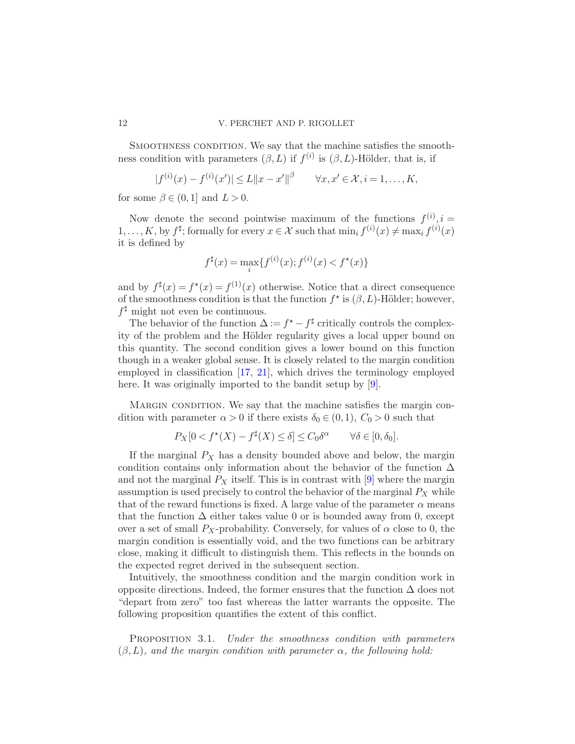Smoothness condition. We say that the machine satisfies the smoothness condition with parameters $(\beta, L)$ if $f^{(i)}$ is $(\beta, L)$-Hölder, that is, if

$$|f^{(i)}(x) - f^{(i)}(x')| \le L\|x - x'\|^{\beta} \qquad \forall x, x' \in \mathcal{X}, i = 1, \dots, K,$$

for some $\beta \in (0, 1]$ and $L > 0$.

Now denote the second pointwise maximum of the functions $f^{(i)}, i = 1, \dots, K$, by $f^{\sharp}$; formally for every $x \in \mathcal{X}$ such that $\min_i f^{(i)}(x) \neq \max_i f^{(i)}(x)$ it is defined by

$$f^{\sharp}(x) = \max_i \{f^{(i)}(x); f^{(i)}(x) < f^{\star}(x)\}$$

and by $f^{\sharp}(x) = f^{\star}(x) = f^{(1)}(x)$ otherwise. Notice that a direct consequence of the smoothness condition is that the function $f^{\star}$ is $(\beta, L)$-Hölder; however, $f^{\sharp}$ might not even be continuous.

The behavior of the function $\Delta := f^{\star} - f^{\sharp}$ critically controls the complexity of the problem and the Hölder regularity gives a local upper bound on this quantity. The second condition gives a lower bound on this function though in a weaker global sense. It is closely related to the margin condition employed in classification [17, 21], which drives the terminology employed here. It was originally imported to the bandit setup by [9].

Margin condition. We say that the machine satisfies the margin condition with parameter $\alpha > 0$ if there exists $\delta_0 \in (0, 1)$, $C_0 > 0$ such that

$$P_X[0 < f^{\star}(X) - f^{\sharp}(X) \le \delta] \le C_0 \delta^{\alpha} \qquad \forall \delta \in [0, \delta_0].$$

If the marginal $P_X$ has a density bounded above and below, the margin condition contains only information about the behavior of the function $\Delta$ and not the marginal $P_X$ itself. This is in contrast with [9] where the margin assumption is used precisely to control the behavior of the marginal $P_X$ while that of the reward functions is fixed. A large value of the parameter $\alpha$ means that the function $\Delta$ either takes value 0 or is bounded away from 0, except over a set of small $P_X$-probability. Conversely, for values of $\alpha$ close to 0, the margin condition is essentially void, and the two functions can be arbitrary close, making it difficult to distinguish them. This reflects in the bounds on the expected regret derived in the subsequent section.

Intuitively, the smoothness condition and the margin condition work in opposite directions. Indeed, the former ensures that the function $\Delta$ does not "depart from zero" too fast whereas the latter warrants the opposite. The following proposition quantifies the extent of this conflict.

Proposition 3.1. *Under the smoothness condition with parameters $(\beta, L)$, and the margin condition with parameter $\alpha$, the following hold:*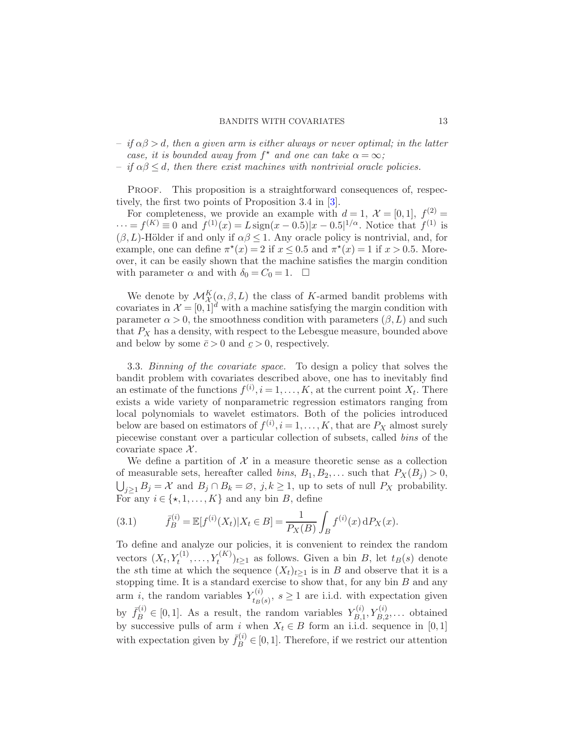– *if $\alpha\beta > d$, then a given arm is either always or never optimal; in the latter case, it is bounded away from $f^\star$ and one can take $\alpha = \infty$;*
– *if $\alpha\beta \le d$, then there exist machines with nontrivial oracle policies.*

PROOF. This proposition is a straightforward consequences of, respectively, the first two points of Proposition 3.4 in [3].

For completeness, we provide an example with $d = 1$, $\mathcal{X} = [0,1]$, $f^{(2)} = \cdots = f^{(K)} \equiv 0$ and $f^{(1)}(x) = L\,\mathrm{sign}(x - 0.5)|x - 0.5|^{1/\alpha}$. Notice that $f^{(1)}$ is $(\beta, L)$-Hölder if and only if $\alpha\beta \le 1$. Any oracle policy is nontrivial, and, for example, one can define $\pi^\star(x) = 2$ if $x \le 0.5$ and $\pi^\star(x) = 1$ if $x > 0.5$. Moreover, it can be easily shown that the machine satisfies the margin condition with parameter $\alpha$ and with $\delta_0 = C_0 = 1$. $\square$

We denote by $\mathcal{M}_{\mathcal{X}}^K(\alpha, \beta, L)$ the class of $K$-armed bandit problems with covariates in $\mathcal{X} = [0,1]^d$ with a machine satisfying the margin condition with parameter $\alpha > 0$, the smoothness condition with parameters $(\beta, L)$ and such that $P_X$ has a density, with respect to the Lebesgue measure, bounded above and below by some $\bar{c} > 0$ and $\underline{c} > 0$, respectively.

3.3. *Binning of the covariate space.* To design a policy that solves the bandit problem with covariates described above, one has to inevitably find an estimate of the functions $f^{(i)}, i = 1, \ldots, K$, at the current point $X_t$. There exists a wide variety of nonparametric regression estimators ranging from local polynomials to wavelet estimators. Both of the policies introduced below are based on estimators of $f^{(i)}, i = 1, \ldots, K$, that are $P_X$ almost surely piecewise constant over a particular collection of subsets, called *bins* of the covariate space $\mathcal{X}$.

We define a partition of $\mathcal{X}$ in a measure theoretic sense as a collection of measurable sets, hereafter called *bins*, $B_1, B_2, \ldots$ such that $P_X(B_j) > 0$, $\bigcup_{j \ge 1} B_j = \mathcal{X}$ and $B_j \cap B_k = \varnothing$, $j, k \ge 1$, up to sets of null $P_X$ probability. For any $i \in \{\star, 1, \ldots, K\}$ and any bin $B$, define

$$\bar{f}_B^{(i)} = \mathbb{E}[f^{(i)}(X_t) | X_t \in B] = \frac{1}{P_X(B)} \int_B f^{(i)}(x)\, \mathrm{d}P_X(x). \tag{3.1}$$

To define and analyze our policies, it is convenient to reindex the random vectors $(X_t, Y_t^{(1)}, \ldots, Y_t^{(K)})_{t \ge 1}$ as follows. Given a bin $B$, let $t_B(s)$ denote the $s$th time at which the sequence $(X_t)_{t \ge 1}$ is in $B$ and observe that it is a stopping time. It is a standard exercise to show that, for any bin $B$ and any arm $i$, the random variables $Y_{t_B(s)}^{(i)}$, $s \ge 1$ are i.i.d. with expectation given by $\bar{f}_B^{(i)} \in [0,1]$. As a result, the random variables $Y_{B,1}^{(i)}, Y_{B,2}^{(i)}, \ldots$ obtained by successive pulls of arm $i$ when $X_t \in B$ form an i.i.d. sequence in $[0,1]$ with expectation given by $\bar{f}_B^{(i)} \in [0,1]$. Therefore, if we restrict our attention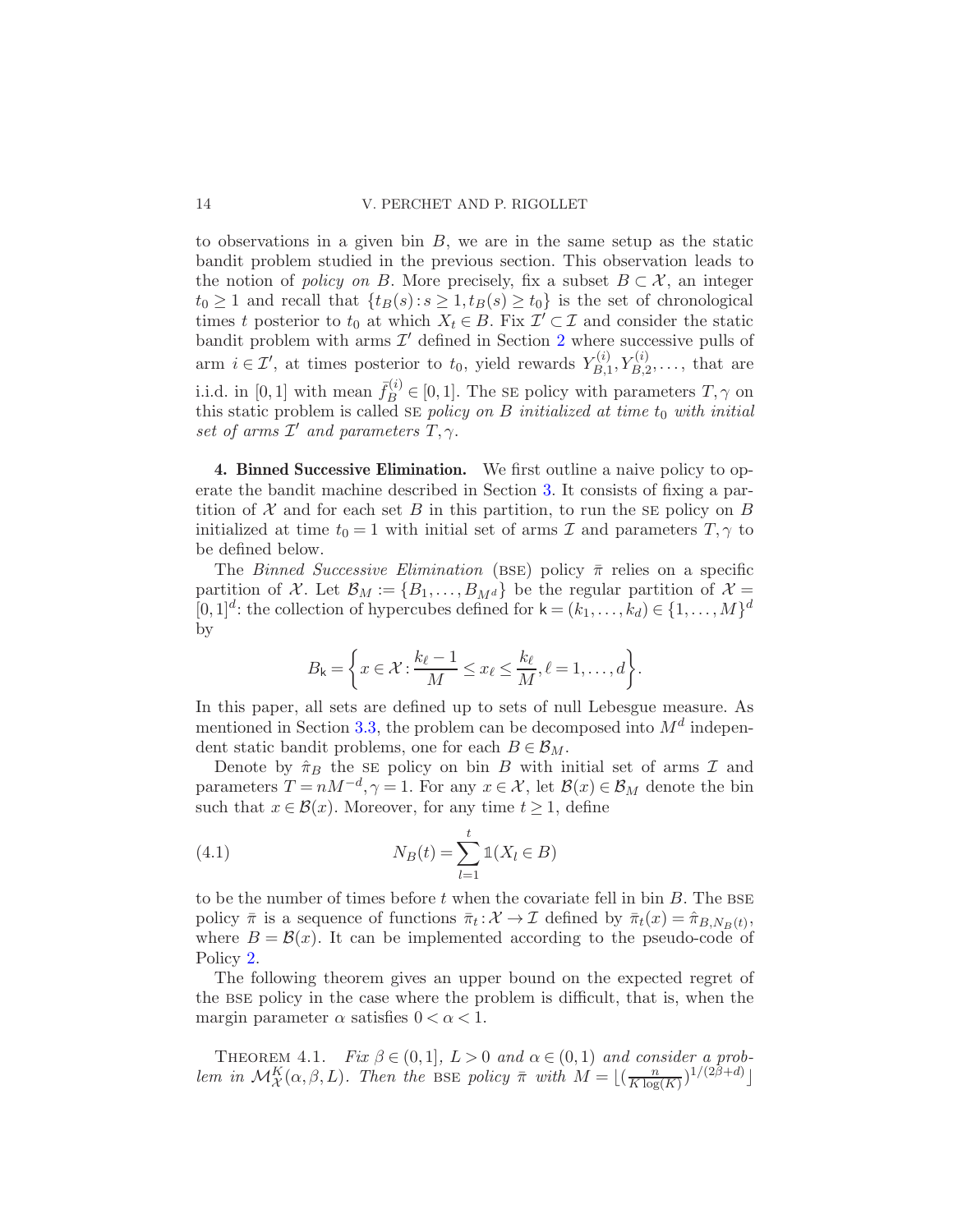to observations in a given bin $B$, we are in the same setup as the static bandit problem studied in the previous section. This observation leads to the notion of *policy on* $B$. More precisely, fix a subset $B \subset \mathcal{X}$, an integer $t_0 \geq 1$ and recall that $\{t_B(s): s \geq 1, t_B(s) \geq t_0\}$ is the set of chronological times $t$ posterior to $t_0$ at which $X_t \in B$. Fix $\mathcal{I}' \subset \mathcal{I}$ and consider the static bandit problem with arms $\mathcal{I}'$ defined in Section 2 where successive pulls of arm $i \in \mathcal{I}'$, at times posterior to $t_0$, yield rewards $Y_{B,1}^{(i)}, Y_{B,2}^{(i)}, \dots$, that are i.i.d. in $[0,1]$ with mean $\bar{f}_B^{(i)} \in [0,1]$. The SE policy with parameters $T, \gamma$ on this static problem is called SE *policy on* $B$ *initialized at time* $t_0$ *with initial set of arms* $\mathcal{I}'$ *and parameters* $T, \gamma$.

## 4. Binned Successive Elimination.

We first outline a naive policy to operate the bandit machine described in Section 3. It consists of fixing a partition of $\mathcal{X}$ and for each set $B$ in this partition, to run the SE policy on $B$ initialized at time $t_0 = 1$ with initial set of arms $\mathcal{I}$ and parameters $T, \gamma$ to be defined below.

The *Binned Successive Elimination* (BSE) policy $\bar{\pi}$ relies on a specific partition of $\mathcal{X}$. Let $\mathcal{B}_M := \{B_1, \dots, B_{M^d}\}$ be the regular partition of $\mathcal{X} = [0,1]^d$: the collection of hypercubes defined for $\mathsf{k} = (k_1, \dots, k_d) \in \{1, \dots, M\}^d$ by

$$B_{\mathsf{k}} = \left\{ x \in \mathcal{X} : \frac{k_\ell - 1}{M} \leq x_\ell \leq \frac{k_\ell}{M}, \ell = 1, \dots, d \right\}.$$

In this paper, all sets are defined up to sets of null Lebesgue measure. As mentioned in Section 3.3, the problem can be decomposed into $M^d$ independent static bandit problems, one for each $B \in \mathcal{B}_M$.

Denote by $\hat{\pi}_B$ the SE policy on bin $B$ with initial set of arms $\mathcal{I}$ and parameters $T = nM^{-d}, \gamma = 1$. For any $x \in \mathcal{X}$, let $\mathcal{B}(x) \in \mathcal{B}_M$ denote the bin such that $x \in \mathcal{B}(x)$. Moreover, for any time $t \geq 1$, define

$$N_B(t) = \sum_{l=1}^{t} \mathbb{1}(X_l \in B) \tag{4.1}$$

to be the number of times before $t$ when the covariate fell in bin $B$. The BSE policy $\bar{\pi}$ is a sequence of functions $\bar{\pi}_t : \mathcal{X} \to \mathcal{I}$ defined by $\bar{\pi}_t(x) = \hat{\pi}_{B, N_B(t)}$, where $B = \mathcal{B}(x)$. It can be implemented according to the pseudo-code of Policy 2.

The following theorem gives an upper bound on the expected regret of the BSE policy in the case where the problem is difficult, that is, when the margin parameter $\alpha$ satisfies $0 < \alpha < 1$.

THEOREM 4.1. *Fix* $\beta \in (0,1]$, $L > 0$ *and* $\alpha \in (0,1)$ *and consider a problem in* $\mathcal{M}_{\mathcal{X}}^K(\alpha, \beta, L)$. *Then the* BSE *policy* $\bar{\pi}$ *with* $M = \lfloor (\frac{n}{K \log(K)})^{1/(2\beta+d)} \rfloor$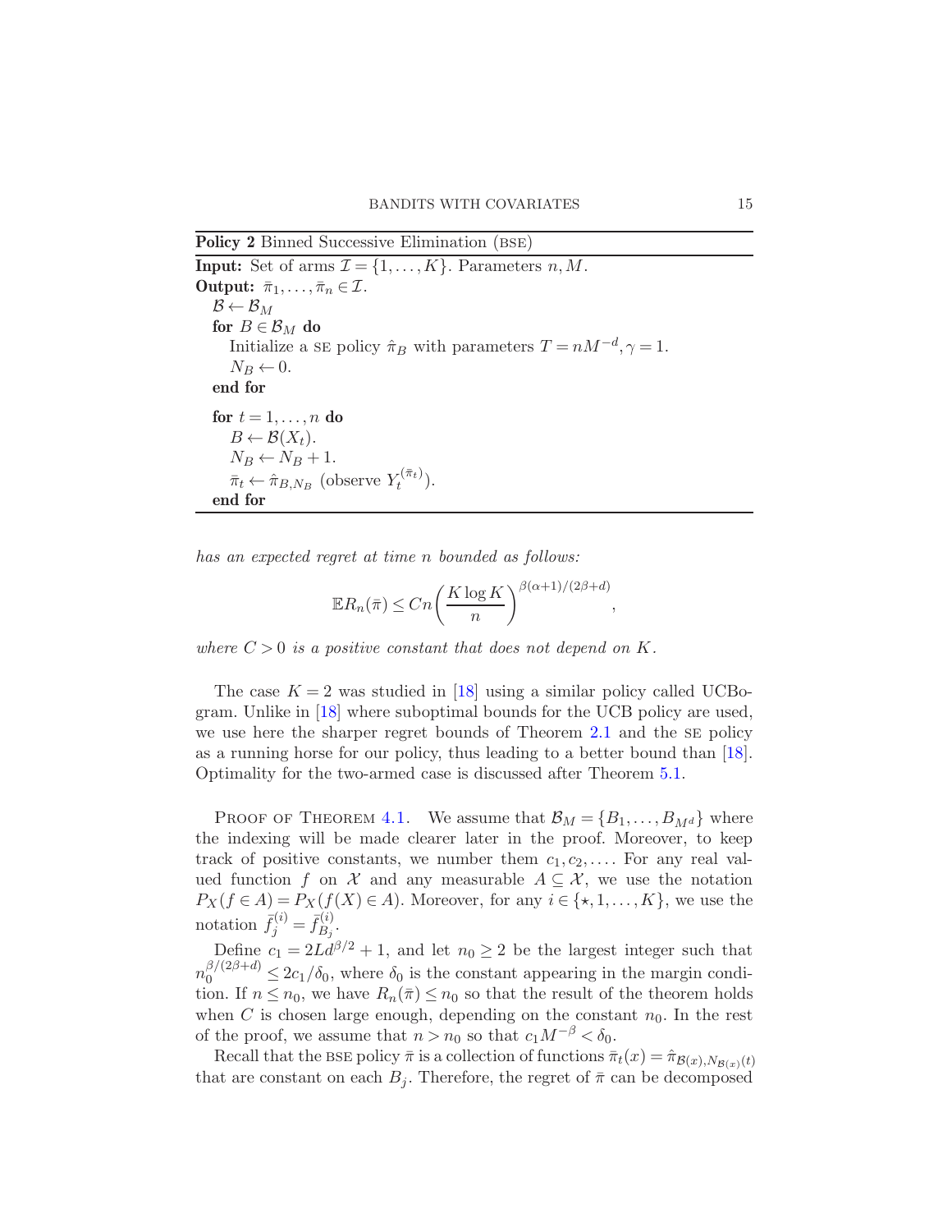**Policy 2** Binned Successive Elimination (BSE)

**Input:** Set of arms $\mathcal{I} = \{1, \dots, K\}$. Parameters $n, M$.
**Output:** $\bar{\pi}_1, \dots, \bar{\pi}_n \in \mathcal{I}$.

```
B ← B_M
for B ∈ B_M do
    Initialize a SE policy π̂_B with parameters T = nM^{-d}, γ = 1.
    N_B ← 0.
end for

for t = 1, ..., n do
    B ← B(X_t).
    N_B ← N_B + 1.
    π̄_t ← π̂_{B,N_B} (observe Y_t^{(π̄_t)}).
end for
```

*has an expected regret at time $n$ bounded as follows:*

$$\mathbb{E}R_n(\bar{\pi}) \leq Cn\left(\frac{K \log K}{n}\right)^{\beta(\alpha+1)/(2\beta+d)},$$

*where $C > 0$ is a positive constant that does not depend on $K$.*

The case $K = 2$ was studied in [18] using a similar policy called UCBogram. Unlike in [18] where suboptimal bounds for the UCB policy are used, we use here the sharper regret bounds of Theorem 2.1 and the SE policy as a running horse for our policy, thus leading to a better bound than [18]. Optimality for the two-armed case is discussed after Theorem 5.1.

PROOF OF THEOREM 4.1. We assume that $\mathcal{B}_M = \{B_1, \dots, B_{M^d}\}$ where the indexing will be made clearer later in the proof. Moreover, to keep track of positive constants, we number them $c_1, c_2, \dots$. For any real valued function $f$ on $\mathcal{X}$ and any measurable $A \subseteq \mathcal{X}$, we use the notation $P_X(f \in A) = P_X(f(X) \in A)$. Moreover, for any $i \in \{\star, 1, \dots, K\}$, we use the notation $\bar{f}_j^{(i)} = \bar{f}_{B_j}^{(i)}$.

Define $c_1 = 2Ld^{\beta/2} + 1$, and let $n_0 \geq 2$ be the largest integer such that $n_0^{\beta/(2\beta+d)} \leq 2c_1/\delta_0$, where $\delta_0$ is the constant appearing in the margin condition. If $n \leq n_0$, we have $R_n(\bar{\pi}) \leq n_0$ so that the result of the theorem holds when $C$ is chosen large enough, depending on the constant $n_0$. In the rest of the proof, we assume that $n > n_0$ so that $c_1 M^{-\beta} < \delta_0$.

Recall that the BSE policy $\bar{\pi}$ is a collection of functions $\bar{\pi}_t(x) = \hat{\pi}_{\mathcal{B}(x), N_{\mathcal{B}(x)}(t)}$ that are constant on each $B_j$. Therefore, the regret of $\bar{\pi}$ can be decomposed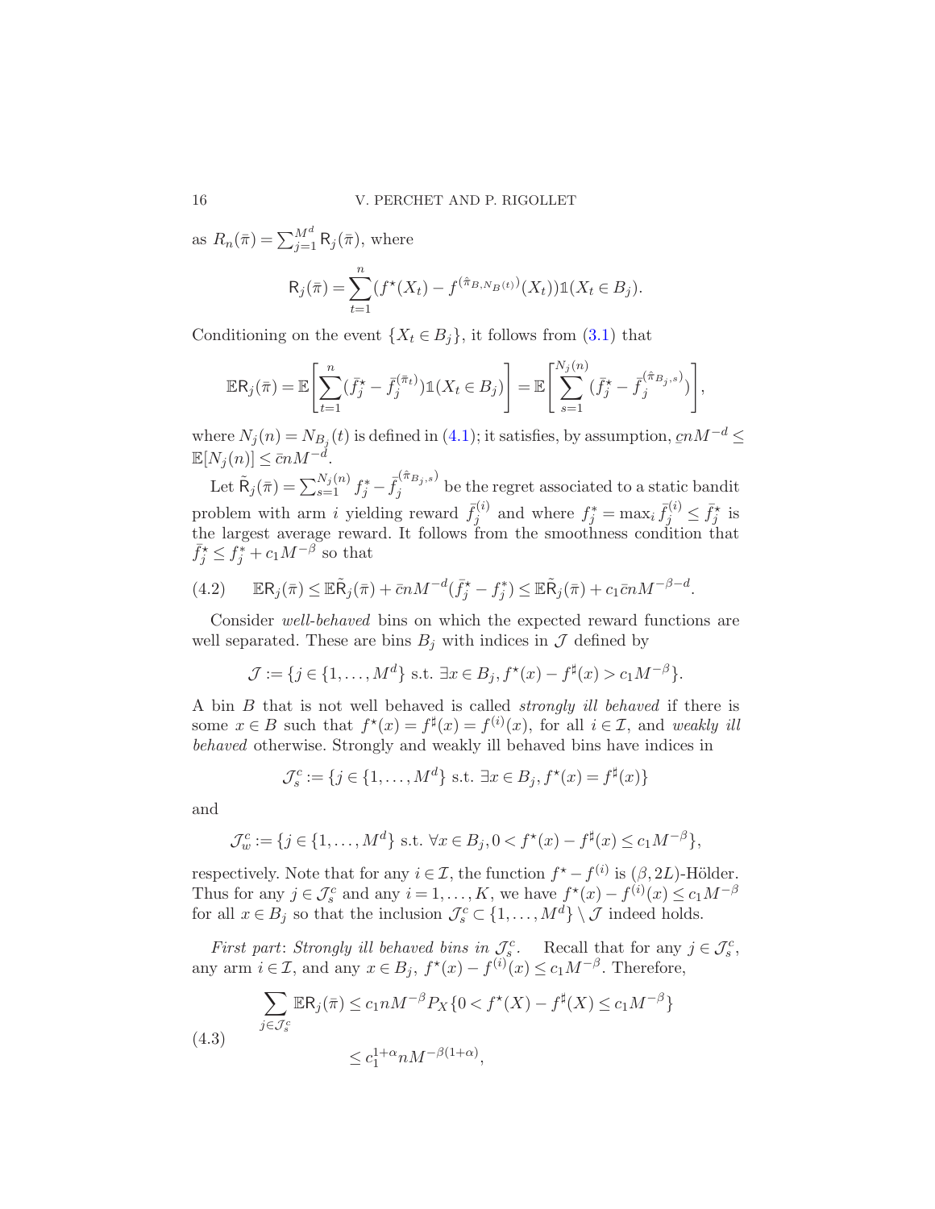as $R_n(\bar\pi) = \sum_{j=1}^{M^d} \mathsf{R}_j(\bar\pi)$, where

$$\mathsf{R}_j(\bar\pi) = \sum_{t=1}^{n} (f^\star(X_t) - f^{(\hat\pi_{B,N_B(t)})}(X_t))\mathbb{1}(X_t \in B_j).$$

Conditioning on the event $\{X_t \in B_j\}$, it follows from (3.1) that

$$\mathbb{E}\mathsf{R}_j(\bar\pi) = \mathbb{E}\left[\sum_{t=1}^{n} (\bar f_j^\star - \bar f_j^{(\bar\pi_t)})\mathbb{1}(X_t \in B_j)\right] = \mathbb{E}\left[\sum_{s=1}^{N_j(n)} (\bar f_j^\star - \bar f_j^{(\hat\pi_{B_j,s})})\right],$$

where $N_j(n) = N_{B_j}(t)$ is defined in (4.1); it satisfies, by assumption, $\underline{c}nM^{-d} \le \mathbb{E}[N_j(n)] \le \bar c n M^{-d}$.

Let $\tilde{\mathsf{R}}_j(\bar\pi) = \sum_{s=1}^{N_j(n)} f_j^* - \bar f_j^{(\hat\pi_{B_j,s})}$ be the regret associated to a static bandit problem with arm $i$ yielding reward $\bar f_j^{(i)}$ and where $f_j^* = \max_i \bar f_j^{(i)} \le \bar f_j^\star$ is the largest average reward. It follows from the smoothness condition that $\bar f_j^\star \le f_j^* + c_1 M^{-\beta}$ so that

$$\mathbb{E}\mathsf{R}_j(\bar\pi) \le \mathbb{E}\tilde{\mathsf{R}}_j(\bar\pi) + \bar c n M^{-d}(\bar f_j^\star - f_j^*) \le \mathbb{E}\tilde{\mathsf{R}}_j(\bar\pi) + c_1 \bar c n M^{-\beta-d}. \tag{4.2}$$

Consider *well-behaved* bins on which the expected reward functions are well separated. These are bins $B_j$ with indices in $\mathcal{J}$ defined by

$$\mathcal{J} := \{j \in \{1,\dots,M^d\} \text{ s.t. } \exists x \in B_j, f^\star(x) - f^\sharp(x) > c_1 M^{-\beta}\}.$$

A bin $B$ that is not well behaved is called *strongly ill behaved* if there is some $x \in B$ such that $f^\star(x) = f^\sharp(x) = f^{(i)}(x)$, for all $i \in \mathcal{I}$, and *weakly ill behaved* otherwise. Strongly and weakly ill behaved bins have indices in

$$\mathcal{J}_s^c := \{j \in \{1,\dots,M^d\} \text{ s.t. } \exists x \in B_j, f^\star(x) = f^\sharp(x)\}$$

and

$$\mathcal{J}_w^c := \{j \in \{1,\dots,M^d\} \text{ s.t. } \forall x \in B_j, 0 < f^\star(x) - f^\sharp(x) \le c_1 M^{-\beta}\},$$

respectively. Note that for any $i \in \mathcal{I}$, the function $f^\star - f^{(i)}$ is $(\beta, 2L)$-Hölder. Thus for any $j \in \mathcal{J}_s^c$ and any $i = 1,\dots,K$, we have $f^\star(x) - f^{(i)}(x) \le c_1 M^{-\beta}$ for all $x \in B_j$ so that the inclusion $\mathcal{J}_s^c \subset \{1,\dots,M^d\} \setminus \mathcal{J}$ indeed holds.

*First part*: *Strongly ill behaved bins in* $\mathcal{J}_s^c$. Recall that for any $j \in \mathcal{J}_s^c$, any arm $i \in \mathcal{I}$, and any $x \in B_j$, $f^\star(x) - f^{(i)}(x) \le c_1 M^{-\beta}$. Therefore,

$$\begin{aligned}\sum_{j \in \mathcal{J}_s^c} \mathbb{E}\mathsf{R}_j(\bar\pi) &\le c_1 n M^{-\beta} P_X\{0 < f^\star(X) - f^\sharp(X) \le c_1 M^{-\beta}\} \\ &\le c_1^{1+\alpha} n M^{-\beta(1+\alpha)},\end{aligned} \tag{4.3}$$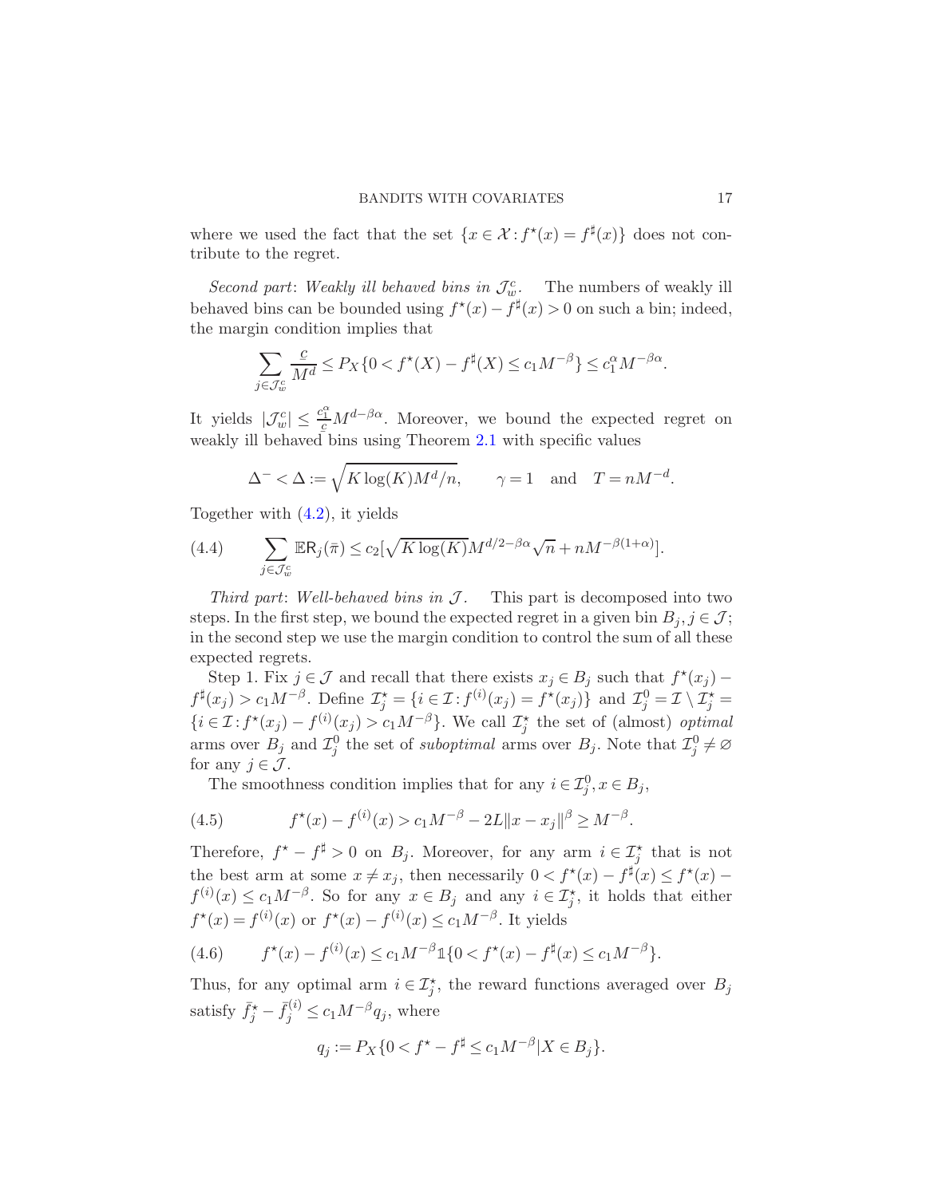where we used the fact that the set $\{x \in \mathcal{X} : f^\star(x) = f^\sharp(x)\}$ does not contribute to the regret.

*Second part*: *Weakly ill behaved bins in* $\mathcal{J}_w^c$. The numbers of weakly ill behaved bins can be bounded using $f^\star(x) - f^\sharp(x) > 0$ on such a bin; indeed, the margin condition implies that

$$\sum_{j \in \mathcal{J}_w^c} \frac{\underline{c}}{M^d} \le P_X\{0 < f^\star(X) - f^\sharp(X) \le c_1 M^{-\beta}\} \le c_1^\alpha M^{-\beta\alpha}.$$

It yields $|\mathcal{J}_w^c| \le \frac{c_1^\alpha}{\underline{c}} M^{d-\beta\alpha}$. Moreover, we bound the expected regret on weakly ill behaved bins using Theorem 2.1 with specific values

$$\Delta^- < \Delta := \sqrt{K \log(K) M^d / n}, \qquad \gamma = 1 \quad \text{and} \quad T = nM^{-d}.$$

Together with (4.2), it yields

$$\sum_{j \in \mathcal{J}_w^c} \mathbb{E}\mathsf{R}_j(\bar{\pi}) \le c_2[\sqrt{K \log(K)} M^{d/2-\beta\alpha} \sqrt{n} + nM^{-\beta(1+\alpha)}]. \tag{4.4}$$

*Third part*: *Well-behaved bins in* $\mathcal{J}$. This part is decomposed into two steps. In the first step, we bound the expected regret in a given bin $B_j, j \in \mathcal{J}$; in the second step we use the margin condition to control the sum of all these expected regrets.

Step 1. Fix $j \in \mathcal{J}$ and recall that there exists $x_j \in B_j$ such that $f^\star(x_j) - f^\sharp(x_j) > c_1 M^{-\beta}$. Define $\mathcal{I}_j^\star = \{i \in \mathcal{I} : f^{(i)}(x_j) = f^\star(x_j)\}$ and $\mathcal{I}_j^0 = \mathcal{I} \setminus \mathcal{I}_j^\star = \{i \in \mathcal{I} : f^\star(x_j) - f^{(i)}(x_j) > c_1 M^{-\beta}\}$. We call $\mathcal{I}_j^\star$ the set of (almost) *optimal* arms over $B_j$ and $\mathcal{I}_j^0$ the set of *suboptimal* arms over $B_j$. Note that $\mathcal{I}_j^0 \neq \varnothing$ for any $j \in \mathcal{J}$.

The smoothness condition implies that for any $i \in \mathcal{I}_j^0, x \in B_j$,

$$f^\star(x) - f^{(i)}(x) > c_1 M^{-\beta} - 2L\|x - x_j\|^\beta \ge M^{-\beta}. \tag{4.5}$$

Therefore, $f^\star - f^\sharp > 0$ on $B_j$. Moreover, for any arm $i \in \mathcal{I}_j^\star$ that is not the best arm at some $x \neq x_j$, then necessarily $0 < f^\star(x) - f^\sharp(x) \le f^\star(x) - f^{(i)}(x) \le c_1 M^{-\beta}$. So for any $x \in B_j$ and any $i \in \mathcal{I}_j^\star$, it holds that either $f^\star(x) = f^{(i)}(x)$ or $f^\star(x) - f^{(i)}(x) \le c_1 M^{-\beta}$. It yields

$$f^\star(x) - f^{(i)}(x) \le c_1 M^{-\beta} \mathbb{1}\{0 < f^\star(x) - f^\sharp(x) \le c_1 M^{-\beta}\}. \tag{4.6}$$

Thus, for any optimal arm $i \in \mathcal{I}_j^\star$, the reward functions averaged over $B_j$ satisfy $\bar{f}_j^\star - \bar{f}_j^{(i)} \le c_1 M^{-\beta} q_j$, where

$$q_j := P_X\{0 < f^\star - f^\sharp \le c_1 M^{-\beta} | X \in B_j\}.$$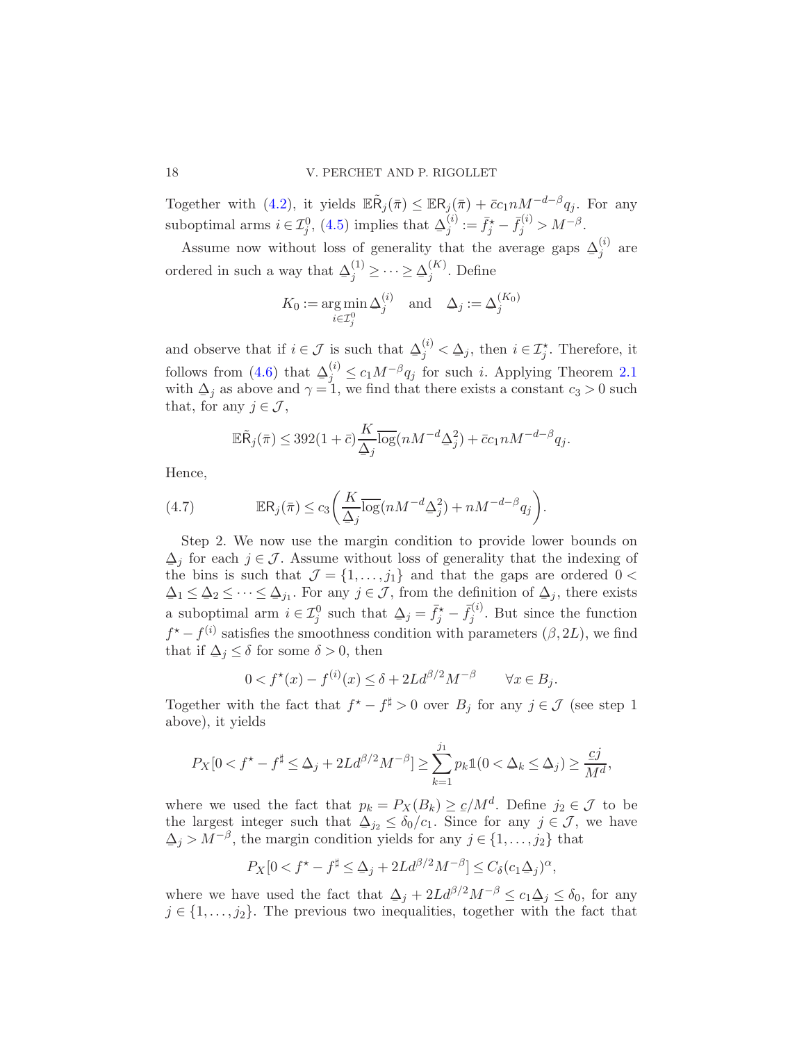Together with (4.2), it yields $\mathbb{E}\tilde{\mathsf{R}}_j(\bar{\pi}) \le \mathbb{E}\mathsf{R}_j(\bar{\pi}) + \bar{c}c_1 nM^{-d-\beta}q_j$. For any suboptimal arms $i \in \mathcal{I}_j^0$, (4.5) implies that $\underline{\Delta}_j^{(i)} := \bar{f}_j^\star - \bar{f}_j^{(i)} > M^{-\beta}$.

Assume now without loss of generality that the average gaps $\underline{\Delta}_j^{(i)}$ are ordered in such a way that $\underline{\Delta}_j^{(1)} \ge \cdots \ge \underline{\Delta}_j^{(K)}$. Define

$$K_0 := \underset{i \in \mathcal{I}_j^0}{\arg\min}\, \underline{\Delta}_j^{(i)} \quad \text{and} \quad \underline{\Delta}_j := \underline{\Delta}_j^{(K_0)}$$

and observe that if $i \in \mathcal{J}$ is such that $\underline{\Delta}_j^{(i)} < \underline{\Delta}_j$, then $i \in \mathcal{I}_j^\star$. Therefore, it follows from (4.6) that $\underline{\Delta}_j^{(i)} \le c_1 M^{-\beta} q_j$ for such $i$. Applying Theorem 2.1 with $\underline{\Delta}_j$ as above and $\gamma = 1$, we find that there exists a constant $c_3 > 0$ such that, for any $j \in \mathcal{J}$,

$$\mathbb{E}\tilde{\mathsf{R}}_j(\bar{\pi}) \le 392(1+\bar{c})\frac{K}{\underline{\Delta}_j}\overline{\log}(nM^{-d}\underline{\Delta}_j^2) + \bar{c}c_1 nM^{-d-\beta}q_j.$$

Hence,

$$\mathbb{E}\mathsf{R}_j(\bar{\pi}) \le c_3\bigg(\frac{K}{\underline{\Delta}_j}\overline{\log}(nM^{-d}\underline{\Delta}_j^2) + nM^{-d-\beta}q_j\bigg). \tag{4.7}$$

Step 2. We now use the margin condition to provide lower bounds on $\underline{\Delta}_j$ for each $j \in \mathcal{J}$. Assume without loss of generality that the indexing of the bins is such that $\mathcal{J} = \{1, \dots, j_1\}$ and that the gaps are ordered $0 < \underline{\Delta}_1 \le \underline{\Delta}_2 \le \cdots \le \underline{\Delta}_{j_1}$. For any $j \in \mathcal{J}$, from the definition of $\underline{\Delta}_j$, there exists a suboptimal arm $i \in \mathcal{I}_j^0$ such that $\underline{\Delta}_j = \bar{f}_j^\star - \bar{f}_j^{(i)}$. But since the function $f^\star - f^{(i)}$ satisfies the smoothness condition with parameters $(\beta, 2L)$, we find that if $\underline{\Delta}_j \le \delta$ for some $\delta > 0$, then

$$0 < f^\star(x) - f^{(i)}(x) \le \delta + 2Ld^{\beta/2}M^{-\beta} \qquad \forall x \in B_j.$$

Together with the fact that $f^\star - f^\sharp > 0$ over $B_j$ for any $j \in \mathcal{J}$ (see step 1 above), it yields

$$P_X[0 < f^\star - f^\sharp \le \underline{\Delta}_j + 2Ld^{\beta/2}M^{-\beta}] \ge \sum_{k=1}^{j_1} p_k \mathbb{1}(0 < \underline{\Delta}_k \le \underline{\Delta}_j) \ge \frac{\underline{c}j}{M^d},$$

where we used the fact that $p_k = P_X(B_k) \ge \underline{c}/M^d$. Define $j_2 \in \mathcal{J}$ to be the largest integer such that $\underline{\Delta}_{j_2} \le \delta_0/c_1$. Since for any $j \in \mathcal{J}$, we have $\underline{\Delta}_j > M^{-\beta}$, the margin condition yields for any $j \in \{1, \dots, j_2\}$ that

$$P_X[0 < f^\star - f^\sharp \le \underline{\Delta}_j + 2Ld^{\beta/2}M^{-\beta}] \le C_\delta(c_1\underline{\Delta}_j)^\alpha,$$

where we have used the fact that $\underline{\Delta}_j + 2Ld^{\beta/2}M^{-\beta} \le c_1\underline{\Delta}_j \le \delta_0$, for any $j \in \{1, \dots, j_2\}$. The previous two inequalities, together with the fact that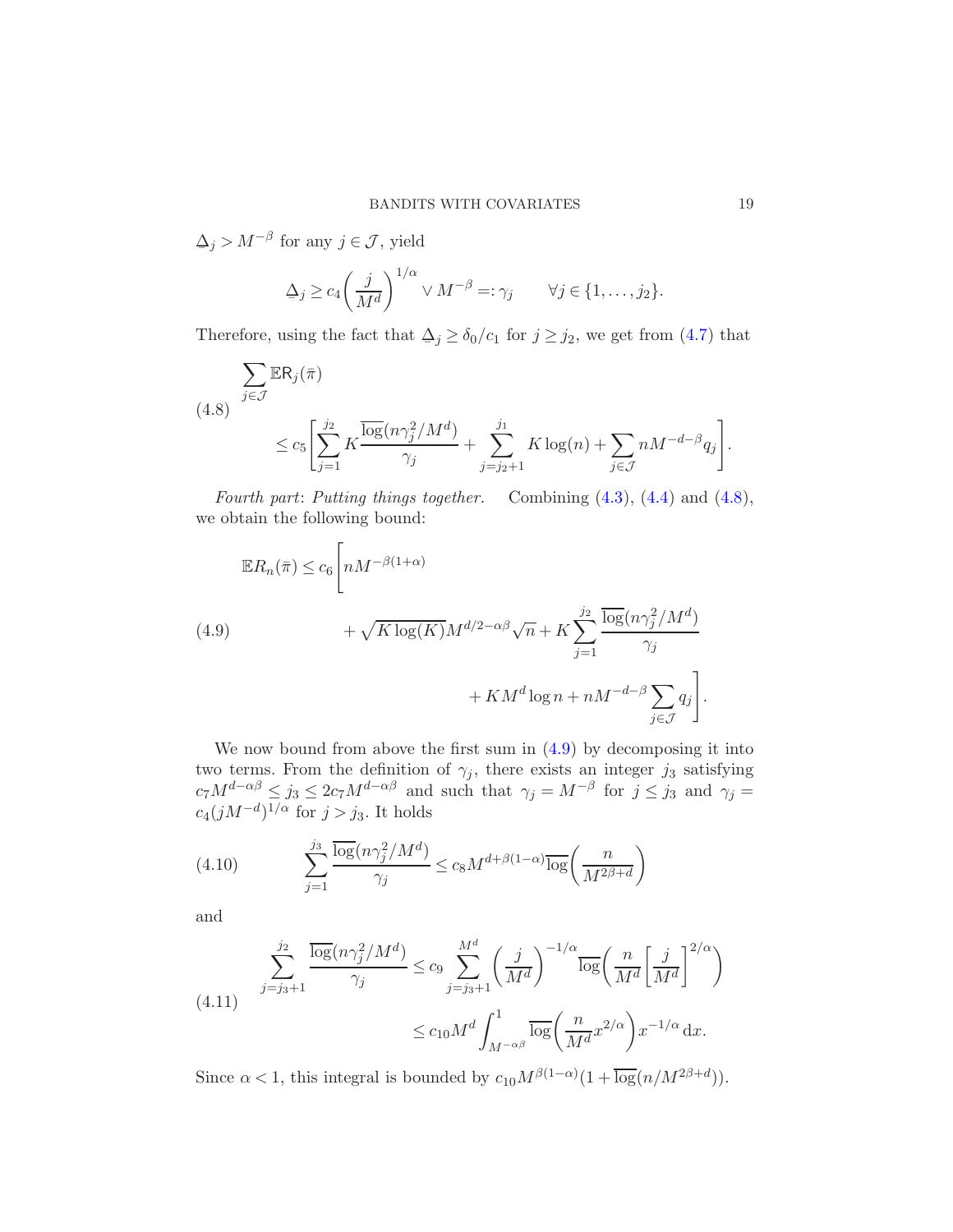$\underline{\Delta}_j > M^{-\beta}$ for any $j \in \mathcal{J}$, yield

$$\underline{\Delta}_j \geq c_4 \left(\frac{j}{M^d}\right)^{1/\alpha} \vee M^{-\beta} =: \gamma_j \qquad \forall j \in \{1, \dots, j_2\}.$$

Therefore, using the fact that $\underline{\Delta}_j \geq \delta_0/c_1$ for $j \geq j_2$, we get from (4.7) that

$$\begin{aligned}
&\sum_{j \in \mathcal{J}} \mathbb{E}\mathsf{R}_j(\bar{\pi}) \\
&\qquad \leq c_5 \left[ \sum_{j=1}^{j_2} K \frac{\overline{\log}(n\gamma_j^2/M^d)}{\gamma_j} + \sum_{j=j_2+1}^{j_1} K \log(n) + \sum_{j \in \mathcal{J}} n M^{-d-\beta} q_j \right].
\end{aligned} \tag{4.8}$$

*Fourth part*: *Putting things together.* Combining (4.3), (4.4) and (4.8), we obtain the following bound:

$$\begin{aligned}
\mathbb{E}R_n(\bar{\pi}) \leq c_6 \Bigg[ & n M^{-\beta(1+\alpha)} \\
& + \sqrt{K \log(K)} M^{d/2 - \alpha\beta} \sqrt{n} + K \sum_{j=1}^{j_2} \frac{\overline{\log}(n\gamma_j^2/M^d)}{\gamma_j} \\
& + K M^d \log n + n M^{-d-\beta} \sum_{j \in \mathcal{J}} q_j \Bigg].
\end{aligned} \tag{4.9}$$

We now bound from above the first sum in (4.9) by decomposing it into two terms. From the definition of $\gamma_j$, there exists an integer $j_3$ satisfying $c_7 M^{d-\alpha\beta} \leq j_3 \leq 2c_7 M^{d-\alpha\beta}$ and such that $\gamma_j = M^{-\beta}$ for $j \leq j_3$ and $\gamma_j = c_4(jM^{-d})^{1/\alpha}$ for $j > j_3$. It holds

$$\sum_{j=1}^{j_3} \frac{\overline{\log}(n\gamma_j^2/M^d)}{\gamma_j} \leq c_8 M^{d+\beta(1-\alpha)} \overline{\log}\left(\frac{n}{M^{2\beta+d}}\right) \tag{4.10}$$

and

$$\begin{aligned}
\sum_{j=j_3+1}^{j_2} \frac{\overline{\log}(n\gamma_j^2/M^d)}{\gamma_j} &\leq c_9 \sum_{j=j_3+1}^{M^d} \left(\frac{j}{M^d}\right)^{-1/\alpha} \overline{\log}\left(\frac{n}{M^d}\left[\frac{j}{M^d}\right]^{2/\alpha}\right) \\
&\leq c_{10} M^d \int_{M^{-\alpha\beta}}^{1} \overline{\log}\left(\frac{n}{M^d} x^{2/\alpha}\right) x^{-1/\alpha} \, \mathrm{d}x.
\end{aligned} \tag{4.11}$$

Since $\alpha < 1$, this integral is bounded by $c_{10} M^{\beta(1-\alpha)}(1 + \overline{\log}(n/M^{2\beta+d}))$.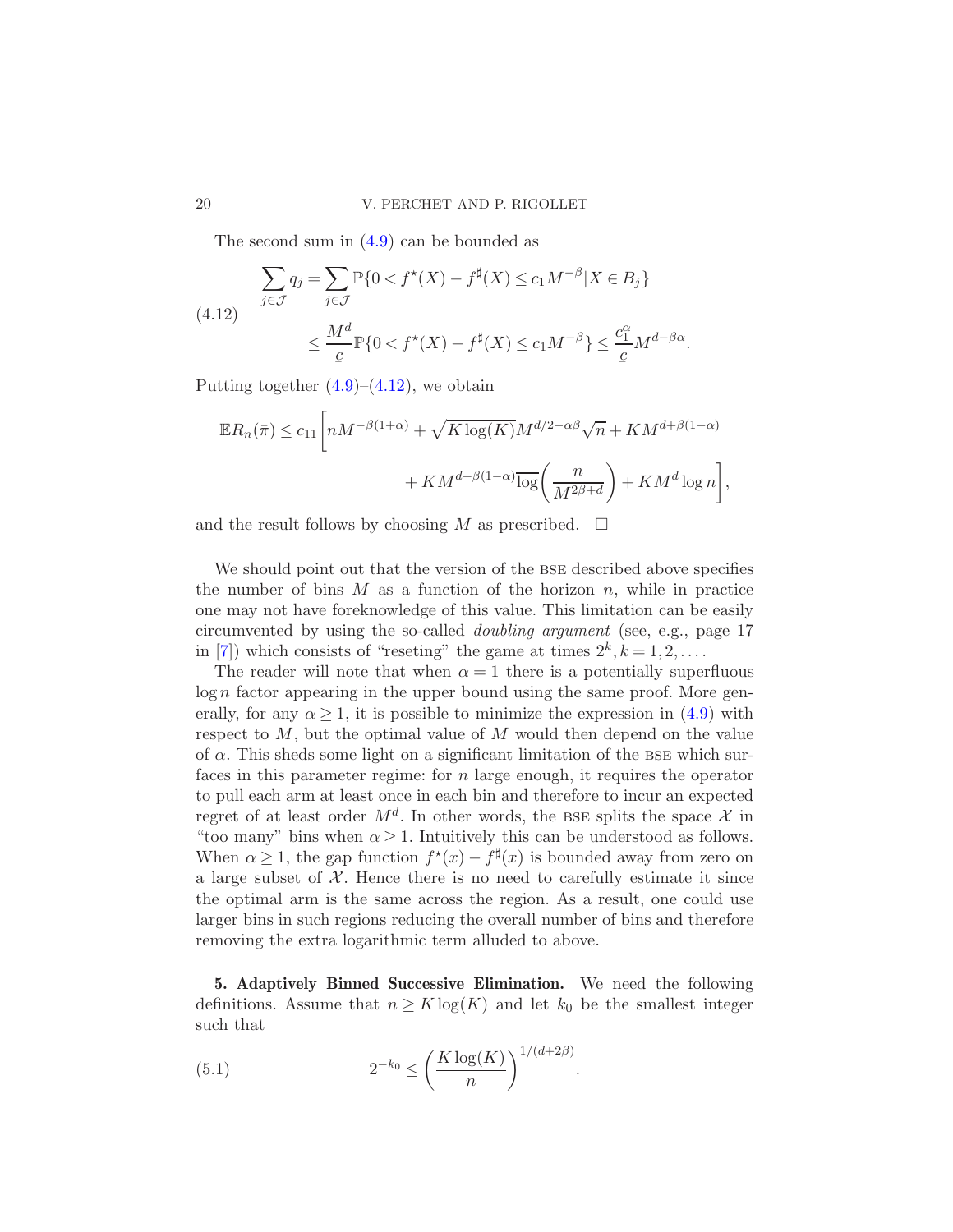The second sum in (4.9) can be bounded as

$$
\begin{aligned}
\sum_{j\in\mathcal{J}} q_j &= \sum_{j\in\mathcal{J}} \mathbb{P}\{0 < f^\star(X) - f^\sharp(X) \le c_1 M^{-\beta} | X \in B_j\} \\
&\le \frac{M^d}{\underline{c}} \mathbb{P}\{0 < f^\star(X) - f^\sharp(X) \le c_1 M^{-\beta}\} \le \frac{c_1^\alpha}{\underline{c}} M^{d-\beta\alpha}.
\end{aligned} \tag{4.12}
$$

Putting together (4.9)–(4.12), we obtain

$$
\begin{aligned}
\mathbb{E}R_n(\bar\pi) \le c_{11}\bigg[ & nM^{-\beta(1+\alpha)} + \sqrt{K\log(K)}M^{d/2-\alpha\beta}\sqrt{n} + KM^{d+\beta(1-\alpha)} \\
& + KM^{d+\beta(1-\alpha)}\overline{\log}\left(\frac{n}{M^{2\beta+d}}\right) + KM^d \log n\bigg],
\end{aligned}
$$

and the result follows by choosing $M$ as prescribed. $\square$

We should point out that the version of the BSE described above specifies the number of bins $M$ as a function of the horizon $n$, while in practice one may not have foreknowledge of this value. This limitation can be easily circumvented by using the so-called *doubling argument* (see, e.g., page 17 in [7]) which consists of "reseting" the game at times $2^k, k = 1, 2, \dots$.

The reader will note that when $\alpha = 1$ there is a potentially superfluous $\log n$ factor appearing in the upper bound using the same proof. More generally, for any $\alpha \ge 1$, it is possible to minimize the expression in (4.9) with respect to $M$, but the optimal value of $M$ would then depend on the value of $\alpha$. This sheds some light on a significant limitation of the BSE which surfaces in this parameter regime: for $n$ large enough, it requires the operator to pull each arm at least once in each bin and therefore to incur an expected regret of at least order $M^d$. In other words, the BSE splits the space $\mathcal{X}$ in "too many" bins when $\alpha \ge 1$. Intuitively this can be understood as follows. When $\alpha \ge 1$, the gap function $f^\star(x) - f^\sharp(x)$ is bounded away from zero on a large subset of $\mathcal{X}$. Hence there is no need to carefully estimate it since the optimal arm is the same across the region. As a result, one could use larger bins in such regions reducing the overall number of bins and therefore removing the extra logarithmic term alluded to above.

## 5. Adaptively Binned Successive Elimination.

We need the following definitions. Assume that $n \ge K\log(K)$ and let $k_0$ be the smallest integer such that

$$
2^{-k_0} \le \left(\frac{K\log(K)}{n}\right)^{1/(d+2\beta)}. \tag{5.1}
$$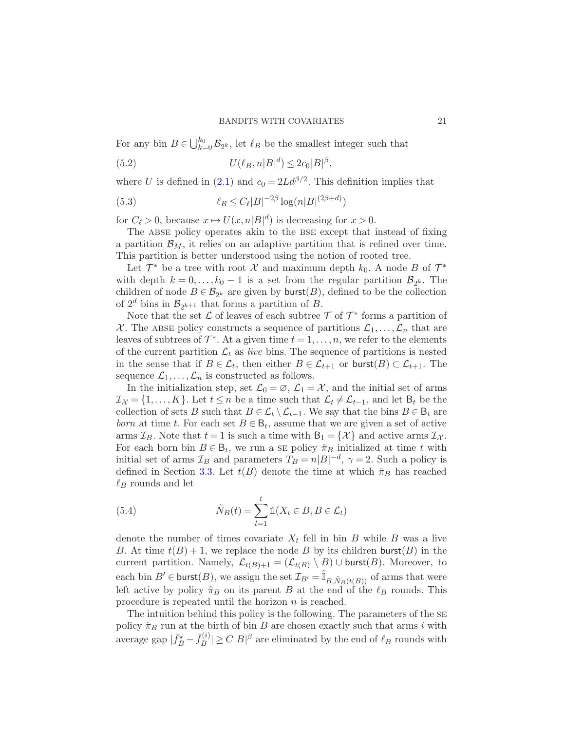For any bin $B \in \bigcup_{k=0}^{k_0} \mathcal{B}_{2^k}$, let $\ell_B$ be the smallest integer such that

$$U(\ell_B, n|B|^d) \leq 2c_0|B|^\beta, \tag{5.2}$$

where $U$ is defined in (2.1) and $c_0 = 2Ld^{\beta/2}$. This definition implies that

$$\ell_B \leq C_\ell |B|^{-2\beta} \log(n|B|^{(2\beta+d)}) \tag{5.3}$$

for $C_\ell > 0$, because $x \mapsto U(x, n|B|^d)$ is decreasing for $x > 0$.

The ABSE policy operates akin to the BSE except that instead of fixing a partition $\mathcal{B}_M$, it relies on an adaptive partition that is refined over time. This partition is better understood using the notion of rooted tree.

Let $\mathcal{T}^*$ be a tree with root $\mathcal{X}$ and maximum depth $k_0$. A node $B$ of $\mathcal{T}^*$ with depth $k = 0, \dots, k_0 - 1$ is a set from the regular partition $\mathcal{B}_{2^k}$. The children of node $B \in \mathcal{B}_{2^k}$ are given by $\mathsf{burst}(B)$, defined to be the collection of $2^d$ bins in $\mathcal{B}_{2^{k+1}}$ that forms a partition of $B$.

Note that the set $\mathcal{L}$ of leaves of each subtree $\mathcal{T}$ of $\mathcal{T}^*$ forms a partition of $\mathcal{X}$. The ABSE policy constructs a sequence of partitions $\mathcal{L}_1, \dots, \mathcal{L}_n$ that are leaves of subtrees of $\mathcal{T}^*$. At a given time $t = 1, \dots, n$, we refer to the elements of the current partition $\mathcal{L}_t$ as *live* bins. The sequence of partitions is nested in the sense that if $B \in \mathcal{L}_t$, then either $B \in \mathcal{L}_{t+1}$ or $\mathsf{burst}(B) \subset \mathcal{L}_{t+1}$. The sequence $\mathcal{L}_1, \dots, \mathcal{L}_n$ is constructed as follows.

In the initialization step, set $\mathcal{L}_0 = \varnothing$, $\mathcal{L}_1 = \mathcal{X}$, and the initial set of arms $\mathcal{I}_\mathcal{X} = \{1, \dots, K\}$. Let $t \leq n$ be a time such that $\mathcal{L}_t \neq \mathcal{L}_{t-1}$, and let $\mathsf{B}_t$ be the collection of sets $B$ such that $B \in \mathcal{L}_t \setminus \mathcal{L}_{t-1}$. We say that the bins $B \in \mathsf{B}_t$ are *born* at time $t$. For each set $B \in \mathsf{B}_t$, assume that we are given a set of active arms $\mathcal{I}_B$. Note that $t = 1$ is such a time with $\mathsf{B}_1 = \{\mathcal{X}\}$ and active arms $\mathcal{I}_\mathcal{X}$. For each born bin $B \in \mathsf{B}_t$, we run a SE policy $\hat{\pi}_B$ initialized at time $t$ with initial set of arms $\mathcal{I}_B$ and parameters $T_B = n|B|^{-d}$, $\gamma = 2$. Such a policy is defined in Section 3.3. Let $t(B)$ denote the time at which $\hat{\pi}_B$ has reached $\ell_B$ rounds and let

$$\tilde{N}_B(t) = \sum_{l=1}^{t} \mathbb{1}(X_t \in B, B \in \mathcal{L}_t) \tag{5.4}$$

denote the number of times covariate $X_t$ fell in bin $B$ while $B$ was a live $B$. At time $t(B) + 1$, we replace the node $B$ by its children $\mathsf{burst}(B)$ in the current partition. Namely, $\mathcal{L}_{t(B)+1} = (\mathcal{L}_{t(B)} \setminus B) \cup \mathsf{burst}(B)$. Moreover, to each bin $B' \in \mathsf{burst}(B)$, we assign the set $\mathcal{I}_{B'} = \hat{\mathbb{I}}_{B, \tilde{N}_B(t(B))}$ of arms that were left active by policy $\hat{\pi}_B$ on its parent $B$ at the end of the $\ell_B$ rounds. This procedure is repeated until the horizon $n$ is reached.

The intuition behind this policy is the following. The parameters of the SE policy $\hat{\pi}_B$ run at the birth of bin $B$ are chosen exactly such that arms $i$ with average gap $|\bar{f}_B^\star - \bar{f}_B^{(i)}| \geq C|B|^\beta$ are eliminated by the end of $\ell_B$ rounds with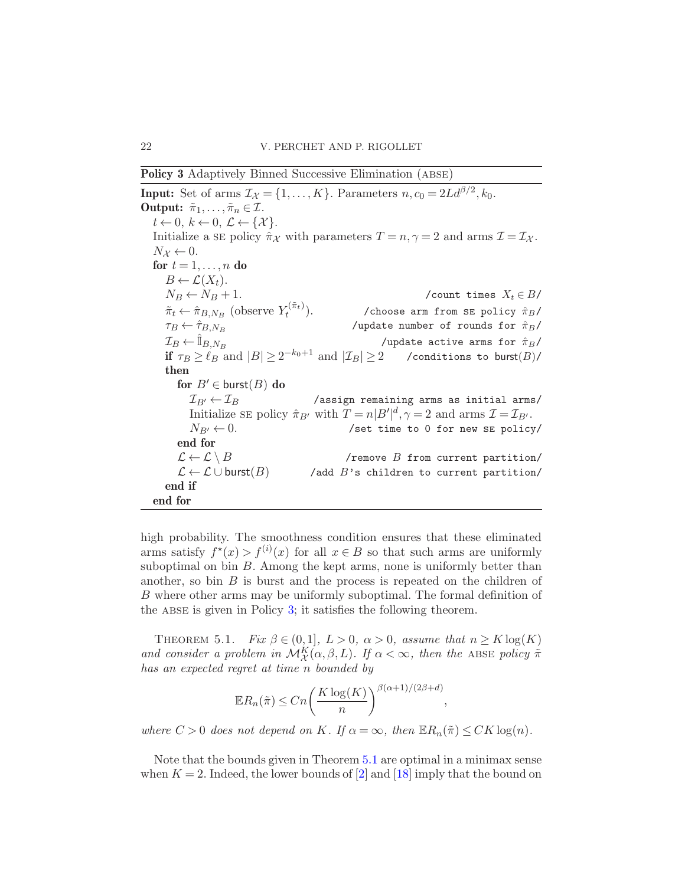**Policy 3** Adaptively Binned Successive Elimination (ABSE)

```
Input: Set of arms I_X = {1, ..., K}. Parameters n, c_0 = 2Ld^{β/2}, k_0.
Output: π̃_1, ..., π̃_n ∈ I.
  t ← 0, k ← 0, L ← {X}.
  Initialize a SE policy π̂_X with parameters T = n, γ = 2 and arms I = I_X.
  N_X ← 0.
  for t = 1, ..., n do
    B ← L(X_t).
    N_B ← N_B + 1.                                   /count times X_t ∈ B/
    π̃_t ← π̂_{B,N_B} (observe Y_t^{(π̃_t)}).          /choose arm from SE policy π̂_B/
    τ_B ← τ̂_{B,N_B}                                  /update number of rounds for π̂_B/
    I_B ← Î_{B,N_B}                                  /update active arms for π̂_B/
    if τ_B ≥ ℓ_B and |B| ≥ 2^{-k_0+1} and |I_B| ≥ 2  /conditions to burst(B)/
    then
      for B' ∈ burst(B) do
        I_{B'} ← I_B                                 /assign remaining arms as initial arms/
        Initialize SE policy π̂_{B'} with T = n|B'|^d, γ = 2 and arms I = I_{B'}.
        N_{B'} ← 0.                                  /set time to 0 for new SE policy/
      end for
      L ← L \ B                                      /remove B from current partition/
      L ← L ∪ burst(B)                               /add B's children to current partition/
    end if
  end for
```

high probability. The smoothness condition ensures that these eliminated arms satisfy $f^\star(x) > f^{(i)}(x)$ for all $x \in B$ so that such arms are uniformly suboptimal on bin $B$. Among the kept arms, none is uniformly better than another, so bin $B$ is burst and the process is repeated on the children of $B$ where other arms may be uniformly suboptimal. The formal definition of the ABSE is given in Policy 3; it satisfies the following theorem.

THEOREM 5.1. *Fix $\beta \in (0,1]$, $L > 0$, $\alpha > 0$, assume that $n \geq K \log(K)$ and consider a problem in $\mathcal{M}_{\mathcal{X}}^K(\alpha, \beta, L)$. If $\alpha < \infty$, then the ABSE policy $\tilde{\pi}$ has an expected regret at time $n$ bounded by*

$$\mathbb{E}R_n(\tilde{\pi}) \leq Cn\left(\frac{K\log(K)}{n}\right)^{\beta(\alpha+1)/(2\beta+d)},$$

*where $C > 0$ does not depend on $K$. If $\alpha = \infty$, then $\mathbb{E}R_n(\tilde{\pi}) \leq CK\log(n)$.*

Note that the bounds given in Theorem 5.1 are optimal in a minimax sense when $K = 2$. Indeed, the lower bounds of [2] and [18] imply that the bound on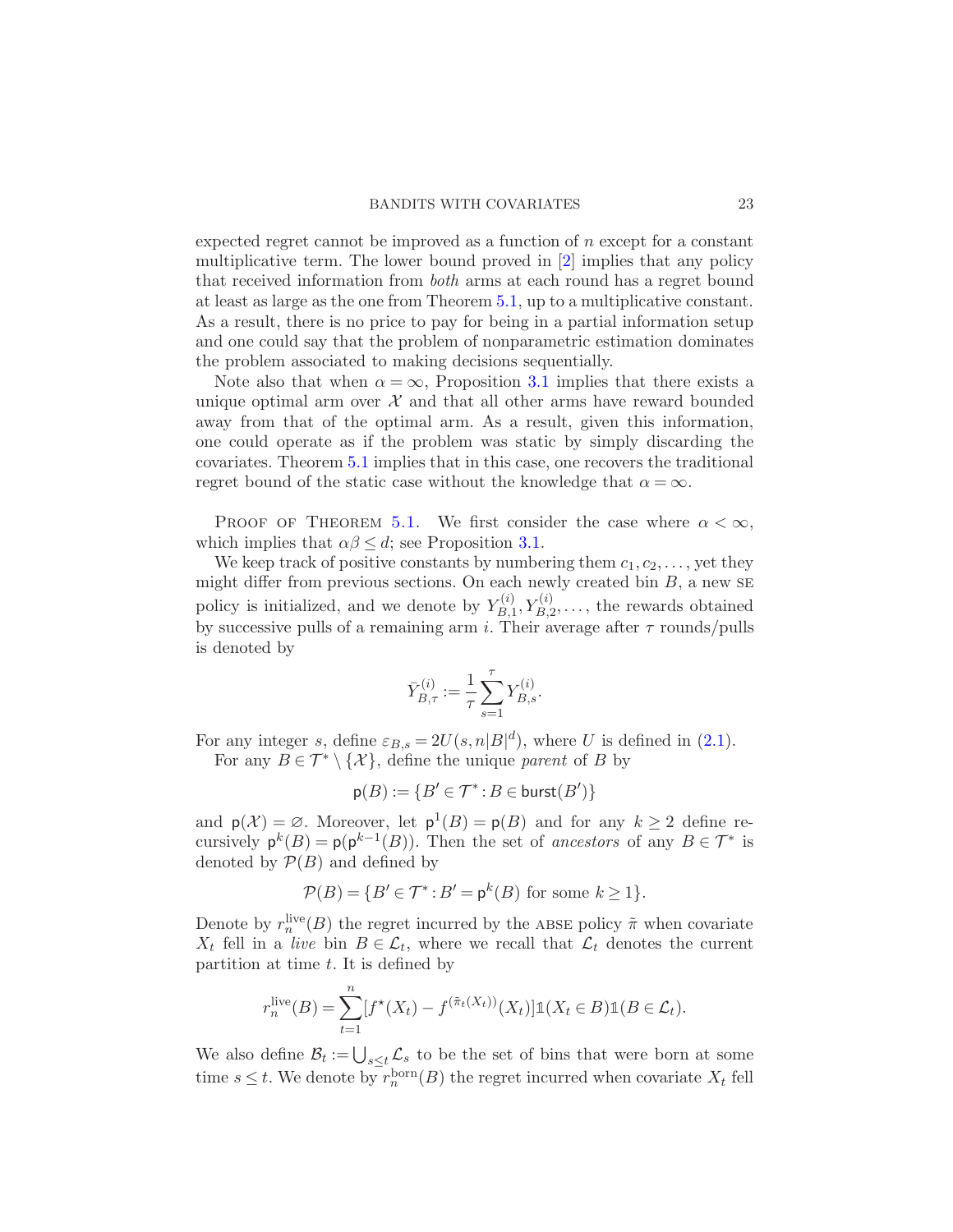expected regret cannot be improved as a function of $n$ except for a constant multiplicative term. The lower bound proved in [2] implies that any policy that received information from *both* arms at each round has a regret bound at least as large as the one from Theorem 5.1, up to a multiplicative constant. As a result, there is no price to pay for being in a partial information setup and one could say that the problem of nonparametric estimation dominates the problem associated to making decisions sequentially.

Note also that when $\alpha = \infty$, Proposition 3.1 implies that there exists a unique optimal arm over $\mathcal{X}$ and that all other arms have reward bounded away from that of the optimal arm. As a result, given this information, one could operate as if the problem was static by simply discarding the covariates. Theorem 5.1 implies that in this case, one recovers the traditional regret bound of the static case without the knowledge that $\alpha = \infty$.

Proof of Theorem 5.1. We first consider the case where $\alpha < \infty$, which implies that $\alpha\beta \le d$; see Proposition 3.1.

We keep track of positive constants by numbering them $c_1, c_2, \dots$, yet they might differ from previous sections. On each newly created bin $B$, a new SE policy is initialized, and we denote by $Y_{B,1}^{(i)}, Y_{B,2}^{(i)}, \dots$, the rewards obtained by successive pulls of a remaining arm $i$. Their average after $\tau$ rounds/pulls is denoted by

$$\bar{Y}_{B,\tau}^{(i)} := \frac{1}{\tau}\sum_{s=1}^{\tau} Y_{B,s}^{(i)}.$$

For any integer $s$, define $\varepsilon_{B,s} = 2U(s, n|B|^d)$, where $U$ is defined in (2.1).

For any $B \in \mathcal{T}^* \setminus \{\mathcal{X}\}$, define the unique *parent* of $B$ by

$$\mathsf{p}(B) := \{B' \in \mathcal{T}^* : B \in \mathsf{burst}(B')\}$$

and $\mathsf{p}(\mathcal{X}) = \varnothing$. Moreover, let $\mathsf{p}^1(B) = \mathsf{p}(B)$ and for any $k \ge 2$ define recursively $\mathsf{p}^k(B) = \mathsf{p}(\mathsf{p}^{k-1}(B))$. Then the set of *ancestors* of any $B \in \mathcal{T}^*$ is denoted by $\mathcal{P}(B)$ and defined by

$$\mathcal{P}(B) = \{B' \in \mathcal{T}^* : B' = \mathsf{p}^k(B) \text{ for some } k \ge 1\}.$$

Denote by $r_n^{\text{live}}(B)$ the regret incurred by the ABSE policy $\tilde{\pi}$ when covariate $X_t$ fell in a *live* bin $B \in \mathcal{L}_t$, where we recall that $\mathcal{L}_t$ denotes the current partition at time $t$. It is defined by

$$r_n^{\text{live}}(B) = \sum_{t=1}^{n} [f^\star(X_t) - f^{(\tilde{\pi}_t(X_t))}(X_t)]\mathbb{1}(X_t \in B)\mathbb{1}(B \in \mathcal{L}_t).$$

We also define $\mathcal{B}_t := \bigcup_{s \le t} \mathcal{L}_s$ to be the set of bins that were born at some time $s \le t$. We denote by $r_n^{\text{born}}(B)$ the regret incurred when covariate $X_t$ fell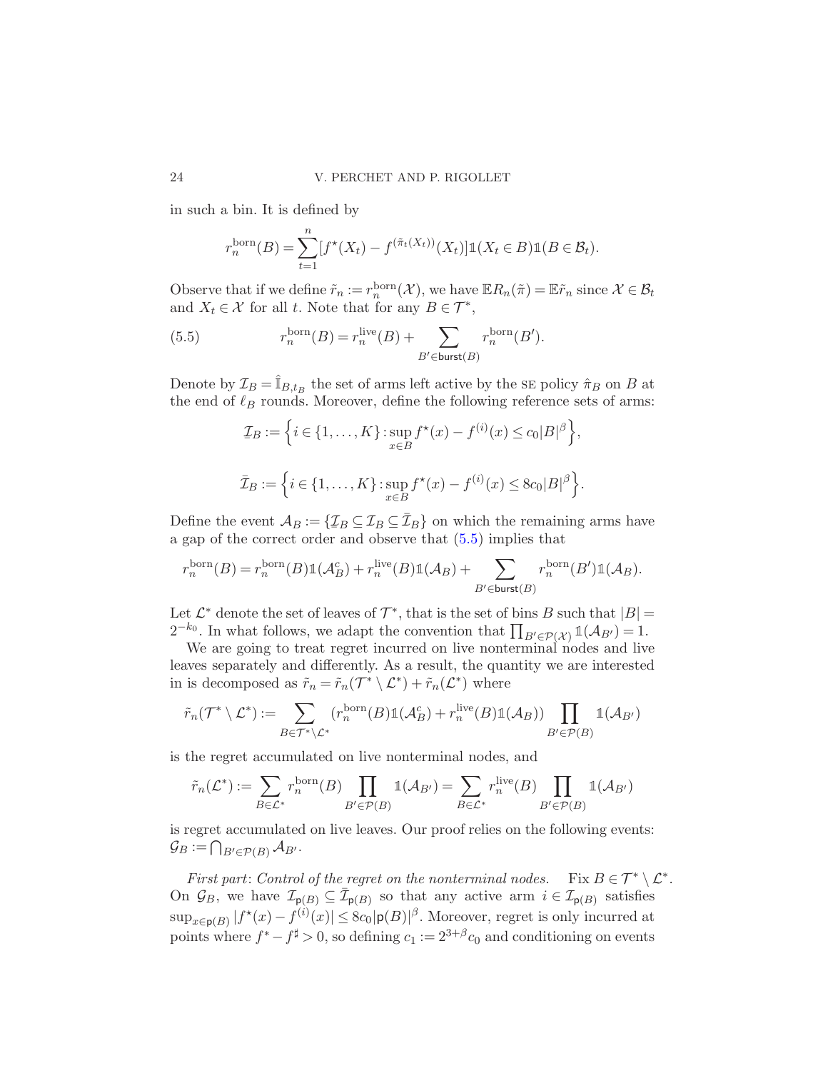in such a bin. It is defined by

$$r_n^{\mathrm{born}}(B) = \sum_{t=1}^{n} [f^\star(X_t) - f^{(\tilde{\pi}_t(X_t))}(X_t)]\mathbb{1}(X_t \in B)\mathbb{1}(B \in \mathcal{B}_t).$$

Observe that if we define $\tilde{r}_n := r_n^{\mathrm{born}}(\mathcal{X})$, we have $\mathbb{E}R_n(\tilde{\pi}) = \mathbb{E}\tilde{r}_n$ since $\mathcal{X} \in \mathcal{B}_t$ and $X_t \in \mathcal{X}$ for all $t$. Note that for any $B \in \mathcal{T}^*$,

$$r_n^{\mathrm{born}}(B) = r_n^{\mathrm{live}}(B) + \sum_{B' \in \mathsf{burst}(B)} r_n^{\mathrm{born}}(B'). \tag{5.5}$$

Denote by $\mathcal{I}_B = \hat{\mathbb{I}}_{B,t_B}$ the set of arms left active by the SE policy $\hat{\pi}_B$ on $B$ at the end of $\ell_B$ rounds. Moreover, define the following reference sets of arms:

$$\underline{\mathcal{I}}_B := \Big\{ i \in \{1, \ldots, K\} : \sup_{x \in B} f^\star(x) - f^{(i)}(x) \le c_0 |B|^\beta \Big\},$$

$$\bar{\mathcal{I}}_B := \Big\{ i \in \{1, \ldots, K\} : \sup_{x \in B} f^\star(x) - f^{(i)}(x) \le 8c_0 |B|^\beta \Big\}.$$

Define the event $\mathcal{A}_B := \{\underline{\mathcal{I}}_B \subseteq \mathcal{I}_B \subseteq \bar{\mathcal{I}}_B\}$ on which the remaining arms have a gap of the correct order and observe that (5.5) implies that

$$r_n^{\mathrm{born}}(B) = r_n^{\mathrm{born}}(B)\mathbb{1}(\mathcal{A}_B^c) + r_n^{\mathrm{live}}(B)\mathbb{1}(\mathcal{A}_B) + \sum_{B' \in \mathsf{burst}(B)} r_n^{\mathrm{born}}(B')\mathbb{1}(\mathcal{A}_B).$$

Let $\mathcal{L}^*$ denote the set of leaves of $\mathcal{T}^*$, that is the set of bins $B$ such that $|B| = 2^{-k_0}$. In what follows, we adapt the convention that $\prod_{B' \in \mathcal{P}(\mathcal{X})} \mathbb{1}(\mathcal{A}_{B'}) = 1$.

We are going to treat regret incurred on live nonterminal nodes and live leaves separately and differently. As a result, the quantity we are interested in is decomposed as $\tilde{r}_n = \tilde{r}_n(\mathcal{T}^* \setminus \mathcal{L}^*) + \tilde{r}_n(\mathcal{L}^*)$ where

$$\tilde{r}_n(\mathcal{T}^* \setminus \mathcal{L}^*) := \sum_{B \in \mathcal{T}^* \setminus \mathcal{L}^*} (r_n^{\mathrm{born}}(B)\mathbb{1}(\mathcal{A}_B^c) + r_n^{\mathrm{live}}(B)\mathbb{1}(\mathcal{A}_B)) \prod_{B' \in \mathcal{P}(B)} \mathbb{1}(\mathcal{A}_{B'})$$

is the regret accumulated on live nonterminal nodes, and

$$\tilde{r}_n(\mathcal{L}^*) := \sum_{B \in \mathcal{L}^*} r_n^{\mathrm{born}}(B) \prod_{B' \in \mathcal{P}(B)} \mathbb{1}(\mathcal{A}_{B'}) = \sum_{B \in \mathcal{L}^*} r_n^{\mathrm{live}}(B) \prod_{B' \in \mathcal{P}(B)} \mathbb{1}(\mathcal{A}_{B'})$$

is regret accumulated on live leaves. Our proof relies on the following events: $\mathcal{G}_B := \bigcap_{B' \in \mathcal{P}(B)} \mathcal{A}_{B'}$.

*First part*: *Control of the regret on the nonterminal nodes.* Fix $B \in \mathcal{T}^* \setminus \mathcal{L}^*$. On $\mathcal{G}_B$, we have $\mathcal{I}_{\mathsf{p}(B)} \subseteq \bar{\mathcal{I}}_{\mathsf{p}(B)}$ so that any active arm $i \in \mathcal{I}_{\mathsf{p}(B)}$ satisfies $\sup_{x \in \mathsf{p}(B)} |f^\star(x) - f^{(i)}(x)| \le 8c_0 |\mathsf{p}(B)|^\beta$. Moreover, regret is only incurred at points where $f^* - f^\sharp > 0$, so defining $c_1 := 2^{3+\beta}c_0$ and conditioning on events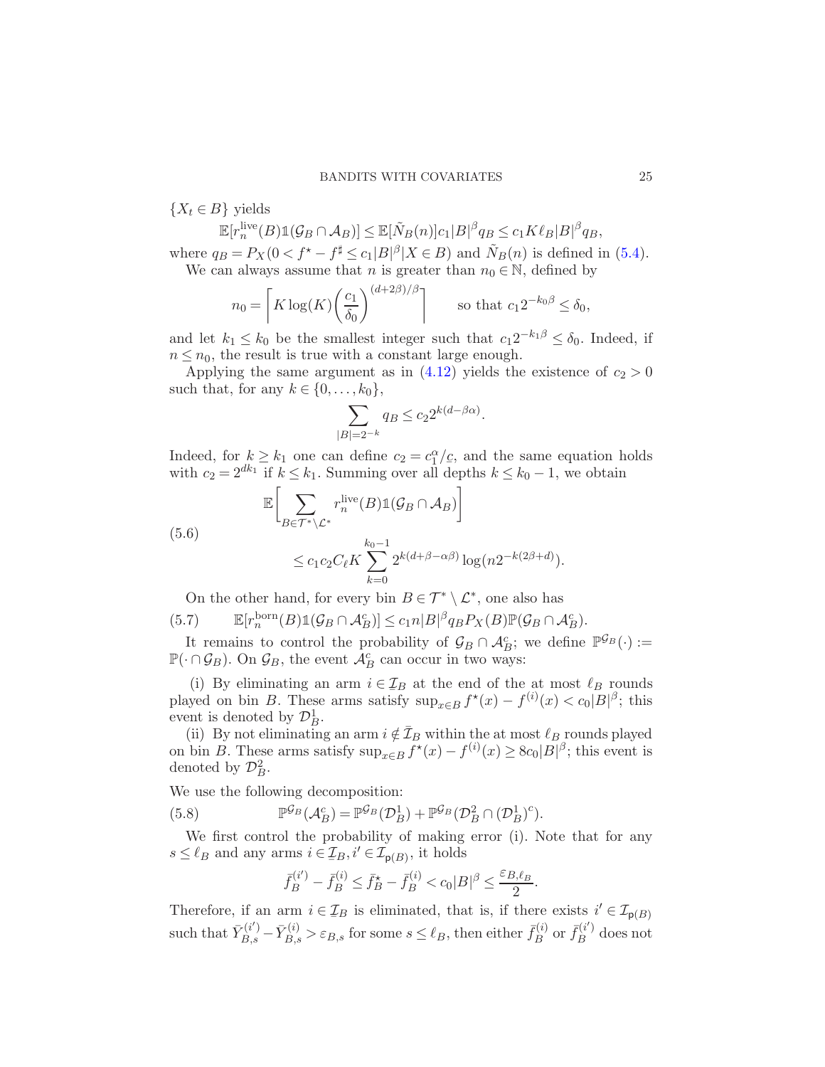$\{X_t \in B\}$ yields

$$\mathbb{E}[r_n^{\text{live}}(B)\mathbb{1}(\mathcal{G}_B \cap \mathcal{A}_B)] \le \mathbb{E}[\tilde{N}_B(n)]c_1|B|^\beta q_B \le c_1 K \ell_B |B|^\beta q_B,$$

where $q_B = P_X(0 < f^\star - f^\sharp \le c_1|B|^\beta | X \in B)$ and $\tilde{N}_B(n)$ is defined in (5.4).

We can always assume that $n$ is greater than $n_0 \in \mathbb{N}$, defined by

$$n_0 = \left\lceil K \log(K)\left(\frac{c_1}{\delta_0}\right)^{(d+2\beta)/\beta}\right\rceil \qquad \text{so that } c_1 2^{-k_0\beta} \le \delta_0,$$

and let $k_1 \le k_0$ be the smallest integer such that $c_1 2^{-k_1\beta} \le \delta_0$. Indeed, if $n \le n_0$, the result is true with a constant large enough.

Applying the same argument as in (4.12) yields the existence of $c_2 > 0$ such that, for any $k \in \{0, \ldots, k_0\}$,

$$\sum_{|B|=2^{-k}} q_B \le c_2 2^{k(d-\beta\alpha)}.$$

Indeed, for $k \ge k_1$ one can define $c_2 = c_1^\alpha/\underline{c}$, and the same equation holds with $c_2 = 2^{dk_1}$ if $k \le k_1$. Summing over all depths $k \le k_0 - 1$, we obtain

$$\begin{aligned}
&\mathbb{E}\Bigg[\sum_{B \in \mathcal{T}^* \setminus \mathcal{L}^*} r_n^{\text{live}}(B)\mathbb{1}(\mathcal{G}_B \cap \mathcal{A}_B)\Bigg] \\
&\qquad \le c_1 c_2 C_\ell K \sum_{k=0}^{k_0-1} 2^{k(d+\beta-\alpha\beta)} \log(n 2^{-k(2\beta+d)}).
\end{aligned} \tag{5.6}$$

On the other hand, for every bin $B \in \mathcal{T}^* \setminus \mathcal{L}^*$, one also has

$$\mathbb{E}[r_n^{\text{born}}(B)\mathbb{1}(\mathcal{G}_B \cap \mathcal{A}_B^c)] \le c_1 n |B|^\beta q_B P_X(B)\mathbb{P}(\mathcal{G}_B \cap \mathcal{A}_B^c). \tag{5.7}$$

It remains to control the probability of $\mathcal{G}_B \cap \mathcal{A}_B^c$; we define $\mathbb{P}^{\mathcal{G}_B}(\cdot) := \mathbb{P}(\cdot \cap \mathcal{G}_B)$. On $\mathcal{G}_B$, the event $\mathcal{A}_B^c$ can occur in two ways:

(i) By eliminating an arm $i \in \underline{\mathcal{I}}_B$ at the end of the at most $\ell_B$ rounds played on bin $B$. These arms satisfy $\sup_{x\in B} f^\star(x) - f^{(i)}(x) < c_0|B|^\beta$; this event is denoted by $\mathcal{D}_B^1$.

(ii) By not eliminating an arm $i \notin \bar{\mathcal{I}}_B$ within the at most $\ell_B$ rounds played on bin $B$. These arms satisfy $\sup_{x\in B} f^\star(x) - f^{(i)}(x) \ge 8c_0|B|^\beta$; this event is denoted by $\mathcal{D}_B^2$.

We use the following decomposition:

$$\mathbb{P}^{\mathcal{G}_B}(\mathcal{A}_B^c) = \mathbb{P}^{\mathcal{G}_B}(\mathcal{D}_B^1) + \mathbb{P}^{\mathcal{G}_B}(\mathcal{D}_B^2 \cap (\mathcal{D}_B^1)^c). \tag{5.8}$$

We first control the probability of making error (i). Note that for any $s \le \ell_B$ and any arms $i \in \underline{\mathcal{I}}_B, i' \in \mathcal{I}_{\mathsf{p}(B)}$, it holds

$$\bar{f}_B^{(i')} - \bar{f}_B^{(i)} \le \bar{f}_B^\star - \bar{f}_B^{(i)} < c_0|B|^\beta \le \frac{\varepsilon_{B,\ell_B}}{2}.$$

Therefore, if an arm $i \in \underline{\mathcal{I}}_B$ is eliminated, that is, if there exists $i' \in \mathcal{I}_{\mathsf{p}(B)}$ such that $\bar{Y}_{B,s}^{(i')} - \bar{Y}_{B,s}^{(i)} > \varepsilon_{B,s}$ for some $s \le \ell_B$, then either $\bar{f}_B^{(i)}$ or $\bar{f}_B^{(i')}$ does not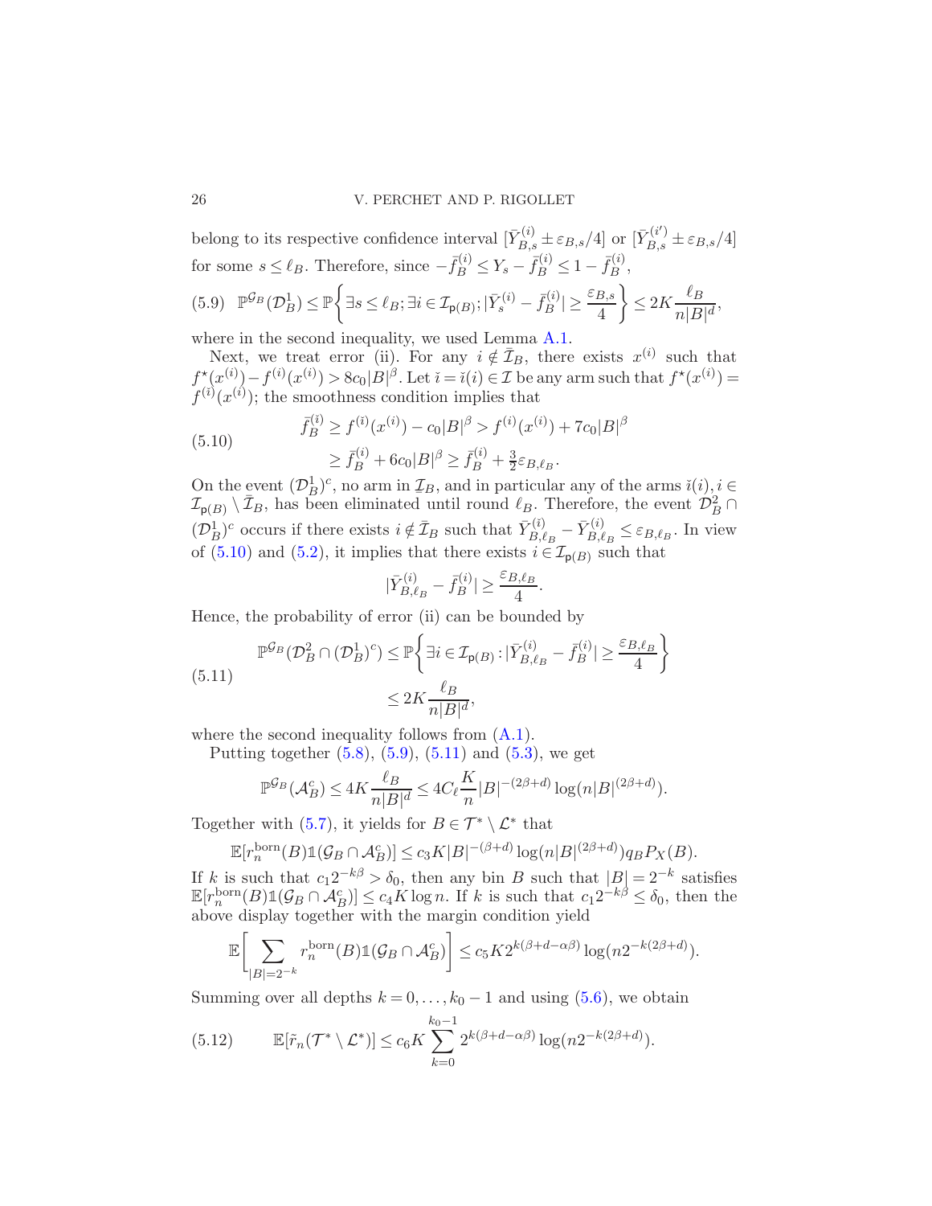belong to its respective confidence interval $[\bar{Y}^{(i)}_{B,s} \pm \varepsilon_{B,s}/4]$ or $[\bar{Y}^{(i')}_{B,s} \pm \varepsilon_{B,s}/4]$ for some $s \le \ell_B$. Therefore, since $-\bar{f}^{(i)}_B \le Y_s - \bar{f}^{(i)}_B \le 1 - \bar{f}^{(i)}_B$,

$$\mathbb{P}^{\mathcal{G}_B}(\mathcal{D}^1_B) \le \mathbb{P}\left\{\exists s \le \ell_B; \exists i \in \mathcal{I}_{\mathsf{p}(B)}; |\bar{Y}^{(i)}_s - \bar{f}^{(i)}_B| \ge \frac{\varepsilon_{B,s}}{4}\right\} \le 2K\frac{\ell_B}{n|B|^d}, \tag{5.9}$$

where in the second inequality, we used Lemma A.1.

Next, we treat error (ii). For any $i \notin \bar{\mathcal{I}}_B$, there exists $x^{(i)}$ such that $f^\star(x^{(i)}) - f^{(i)}(x^{(i)}) > 8c_0|B|^\beta$. Let $\check{\imath} = \check{\imath}(i) \in \mathcal{I}$ be any arm such that $f^\star(x^{(i)}) = f^{(\check{\imath})}(x^{(i)})$; the smoothness condition implies that

$$\begin{aligned}\bar{f}^{(\check{\imath})}_B &\ge f^{(\check{\imath})}(x^{(i)}) - c_0|B|^\beta > f^{(i)}(x^{(i)}) + 7c_0|B|^\beta \\ &\ge \bar{f}^{(i)}_B + 6c_0|B|^\beta \ge \bar{f}^{(i)}_B + \tfrac{3}{2}\varepsilon_{B,\ell_B}.\end{aligned} \tag{5.10}$$

On the event $(\mathcal{D}^1_B)^c$, no arm in $\mathcal{I}_B$, and in particular any of the arms $\check{\imath}(i), i \in \mathcal{I}_{\mathsf{p}(B)} \setminus \bar{\mathcal{I}}_B$, has been eliminated until round $\ell_B$. Therefore, the event $\mathcal{D}^2_B \cap (\mathcal{D}^1_B)^c$ occurs if there exists $i \notin \bar{\mathcal{I}}_B$ such that $\bar{Y}^{(\check{\imath})}_{B,\ell_B} - \bar{Y}^{(i)}_{B,\ell_B} \le \varepsilon_{B,\ell_B}$. In view of (5.10) and (5.2), it implies that there exists $i \in \mathcal{I}_{\mathsf{p}(B)}$ such that

$$|\bar{Y}^{(i)}_{B,\ell_B} - \bar{f}^{(i)}_B| \ge \frac{\varepsilon_{B,\ell_B}}{4}.$$

Hence, the probability of error (ii) can be bounded by

$$\begin{aligned}\mathbb{P}^{\mathcal{G}_B}(\mathcal{D}^2_B \cap (\mathcal{D}^1_B)^c) &\le \mathbb{P}\left\{\exists i \in \mathcal{I}_{\mathsf{p}(B)} : |\bar{Y}^{(i)}_{B,\ell_B} - \bar{f}^{(i)}_B| \ge \frac{\varepsilon_{B,\ell_B}}{4}\right\} \\ &\le 2K\frac{\ell_B}{n|B|^d},\end{aligned} \tag{5.11}$$

where the second inequality follows from (A.1).

Putting together (5.8), (5.9), (5.11) and (5.3), we get

$$\mathbb{P}^{\mathcal{G}_B}(\mathcal{A}^c_B) \le 4K\frac{\ell_B}{n|B|^d} \le 4C_\ell \frac{K}{n}|B|^{-(2\beta+d)}\log(n|B|^{(2\beta+d)}).$$

Together with (5.7), it yields for $B \in \mathcal{T}^* \setminus \mathcal{L}^*$ that

$$\mathbb{E}[r^{\text{born}}_n(B)\mathbb{1}(\mathcal{G}_B \cap \mathcal{A}^c_B)] \le c_3K|B|^{-(\beta+d)}\log(n|B|^{(2\beta+d)})q_BP_X(B).$$

If $k$ is such that $c_1 2^{-k\beta} > \delta_0$, then any bin $B$ such that $|B| = 2^{-k}$ satisfies $\mathbb{E}[r^{\text{born}}_n(B)\mathbb{1}(\mathcal{G}_B \cap \mathcal{A}^c_B)] \le c_4K\log n$. If $k$ is such that $c_1 2^{-k\beta} \le \delta_0$, then the above display together with the margin condition yield

$$\mathbb{E}\left[\sum_{|B|=2^{-k}} r^{\text{born}}_n(B)\mathbb{1}(\mathcal{G}_B \cap \mathcal{A}^c_B)\right] \le c_5K2^{k(\beta+d-\alpha\beta)}\log(n2^{-k(2\beta+d)}).$$

Summing over all depths $k = 0, \dots, k_0 - 1$ and using (5.6), we obtain

$$\mathbb{E}[\tilde{r}_n(\mathcal{T}^* \setminus \mathcal{L}^*)] \le c_6K\sum_{k=0}^{k_0-1} 2^{k(\beta+d-\alpha\beta)}\log(n2^{-k(2\beta+d)}). \tag{5.12}$$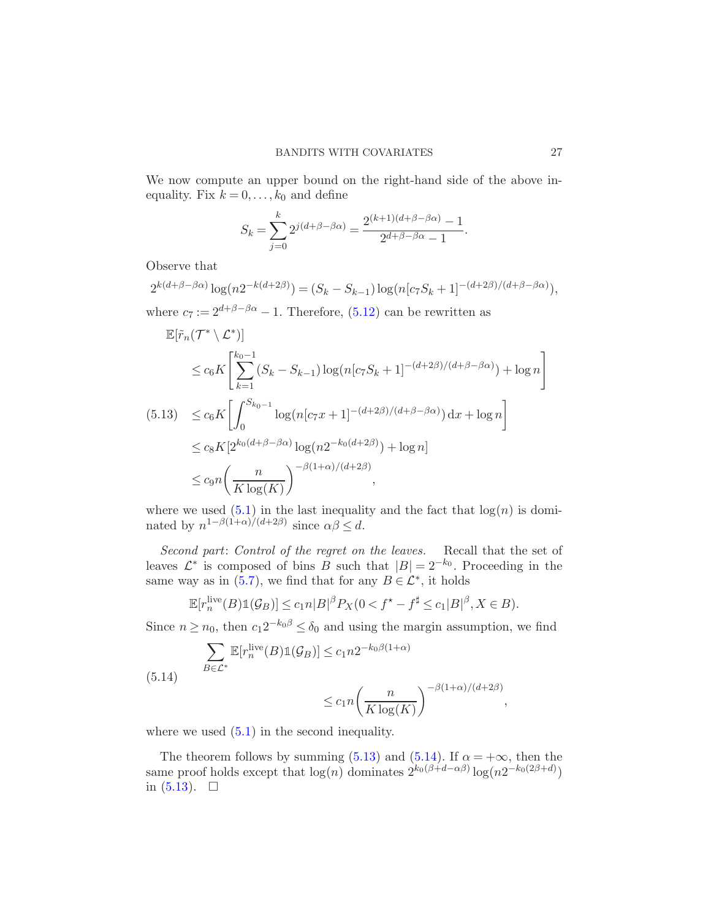We now compute an upper bound on the right-hand side of the above inequality. Fix $k = 0, \ldots, k_0$ and define

$$S_k = \sum_{j=0}^{k} 2^{j(d+\beta-\beta\alpha)} = \frac{2^{(k+1)(d+\beta-\beta\alpha)} - 1}{2^{d+\beta-\beta\alpha} - 1}.$$

Observe that

$$2^{k(d+\beta-\beta\alpha)} \log(n 2^{-k(d+2\beta)}) = (S_k - S_{k-1}) \log(n[c_7 S_k + 1]^{-(d+2\beta)/(d+\beta-\beta\alpha)}),$$

where $c_7 := 2^{d+\beta-\beta\alpha} - 1$. Therefore, (5.12) can be rewritten as

$$
\begin{aligned}
&\mathbb{E}[\tilde{r}_n(\mathcal{T}^* \setminus \mathcal{L}^*)] \\
&\quad \le c_6 K \left[ \sum_{k=1}^{k_0-1} (S_k - S_{k-1}) \log(n[c_7 S_k + 1]^{-(d+2\beta)/(d+\beta-\beta\alpha)}) + \log n \right] \\
&\quad \le c_6 K \left[ \int_0^{S_{k_0-1}} \log(n[c_7 x + 1]^{-(d+2\beta)/(d+\beta-\beta\alpha)}) \, \mathrm{d}x + \log n \right] \qquad (5.13) \\
&\quad \le c_8 K [2^{k_0(d+\beta-\beta\alpha)} \log(n 2^{-k_0(d+2\beta)}) + \log n] \\
&\quad \le c_9 n \left( \frac{n}{K \log(K)} \right)^{-\beta(1+\alpha)/(d+2\beta)},
\end{aligned}
$$

where we used (5.1) in the last inequality and the fact that $\log(n)$ is dominated by $n^{1-\beta(1+\alpha)/(d+2\beta)}$ since $\alpha\beta \le d$.

*Second part*: *Control of the regret on the leaves.* Recall that the set of leaves $\mathcal{L}^*$ is composed of bins $B$ such that $|B| = 2^{-k_0}$. Proceeding in the same way as in (5.7), we find that for any $B \in \mathcal{L}^*$, it holds

$$\mathbb{E}[r_n^{\text{live}}(B) \mathbb{1}(\mathcal{G}_B)] \le c_1 n |B|^\beta P_X(0 < f^\star - f^\sharp \le c_1 |B|^\beta, X \in B).$$

Since $n \ge n_0$, then $c_1 2^{-k_0 \beta} \le \delta_0$ and using the margin assumption, we find

$$
\begin{aligned}
\sum_{B \in \mathcal{L}^*} \mathbb{E}[r_n^{\text{live}}(B) \mathbb{1}(\mathcal{G}_B)] &\le c_1 n 2^{-k_0 \beta(1+\alpha)} \\
&\le c_1 n \left( \frac{n}{K \log(K)} \right)^{-\beta(1+\alpha)/(d+2\beta)}, \qquad (5.14)
\end{aligned}
$$

where we used (5.1) in the second inequality.

The theorem follows by summing (5.13) and (5.14). If $\alpha = +\infty$, then the same proof holds except that $\log(n)$ dominates $2^{k_0(\beta+d-\alpha\beta)} \log(n 2^{-k_0(2\beta+d)})$ in (5.13). $\square$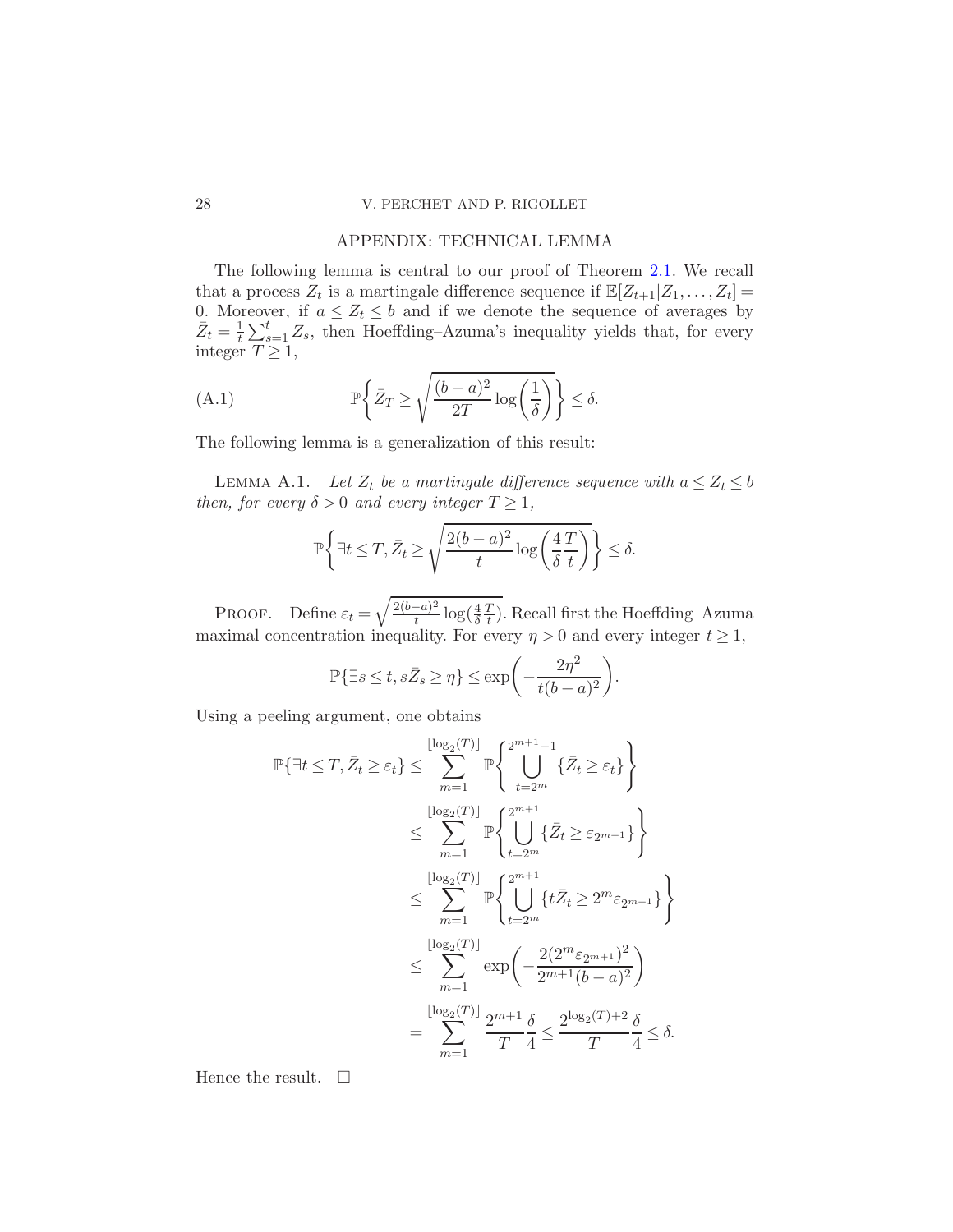## APPENDIX: TECHNICAL LEMMA

The following lemma is central to our proof of Theorem 2.1. We recall that a process $Z_t$ is a martingale difference sequence if $\mathbb{E}[Z_{t+1}|Z_1,\dots,Z_t] = 0$. Moreover, if $a \le Z_t \le b$ and if we denote the sequence of averages by $\bar{Z}_t = \frac{1}{t}\sum_{s=1}^{t} Z_s$, then Hoeffding–Azuma's inequality yields that, for every integer $T \ge 1$,

$$\mathbb{P}\left\{\bar{Z}_T \ge \sqrt{\frac{(b-a)^2}{2T}\log\left(\frac{1}{\delta}\right)}\right\} \le \delta. \tag{A.1}$$

The following lemma is a generalization of this result:

LEMMA A.1. *Let $Z_t$ be a martingale difference sequence with $a \le Z_t \le b$ then, for every $\delta > 0$ and every integer $T \ge 1$,*

$$\mathbb{P}\left\{\exists t \le T, \bar{Z}_t \ge \sqrt{\frac{2(b-a)^2}{t}\log\left(\frac{4}{\delta}\frac{T}{t}\right)}\right\} \le \delta.$$

PROOF. Define $\varepsilon_t = \sqrt{\frac{2(b-a)^2}{t}\log(\frac{4}{\delta}\frac{T}{t})}$. Recall first the Hoeffding–Azuma maximal concentration inequality. For every $\eta > 0$ and every integer $t \ge 1$,

$$\mathbb{P}\{\exists s \le t, s\bar{Z}_s \ge \eta\} \le \exp\left(-\frac{2\eta^2}{t(b-a)^2}\right).$$

Using a peeling argument, one obtains

$$\begin{aligned}
\mathbb{P}\{\exists t \le T, \bar{Z}_t \ge \varepsilon_t\} &\le \sum_{m=1}^{\lfloor \log_2(T)\rfloor} \mathbb{P}\left\{\bigcup_{t=2^m}^{2^{m+1}-1}\{\bar{Z}_t \ge \varepsilon_t\}\right\} \\
&\le \sum_{m=1}^{\lfloor \log_2(T)\rfloor} \mathbb{P}\left\{\bigcup_{t=2^m}^{2^{m+1}}\{\bar{Z}_t \ge \varepsilon_{2^{m+1}}\}\right\} \\
&\le \sum_{m=1}^{\lfloor \log_2(T)\rfloor} \mathbb{P}\left\{\bigcup_{t=2^m}^{2^{m+1}}\{t\bar{Z}_t \ge 2^m\varepsilon_{2^{m+1}}\}\right\} \\
&\le \sum_{m=1}^{\lfloor \log_2(T)\rfloor} \exp\left(-\frac{2(2^m\varepsilon_{2^{m+1}})^2}{2^{m+1}(b-a)^2}\right) \\
&= \sum_{m=1}^{\lfloor \log_2(T)\rfloor} \frac{2^{m+1}}{T}\frac{\delta}{4} \le \frac{2^{\log_2(T)+2}}{T}\frac{\delta}{4} \le \delta.
\end{aligned}$$

Hence the result. $\square$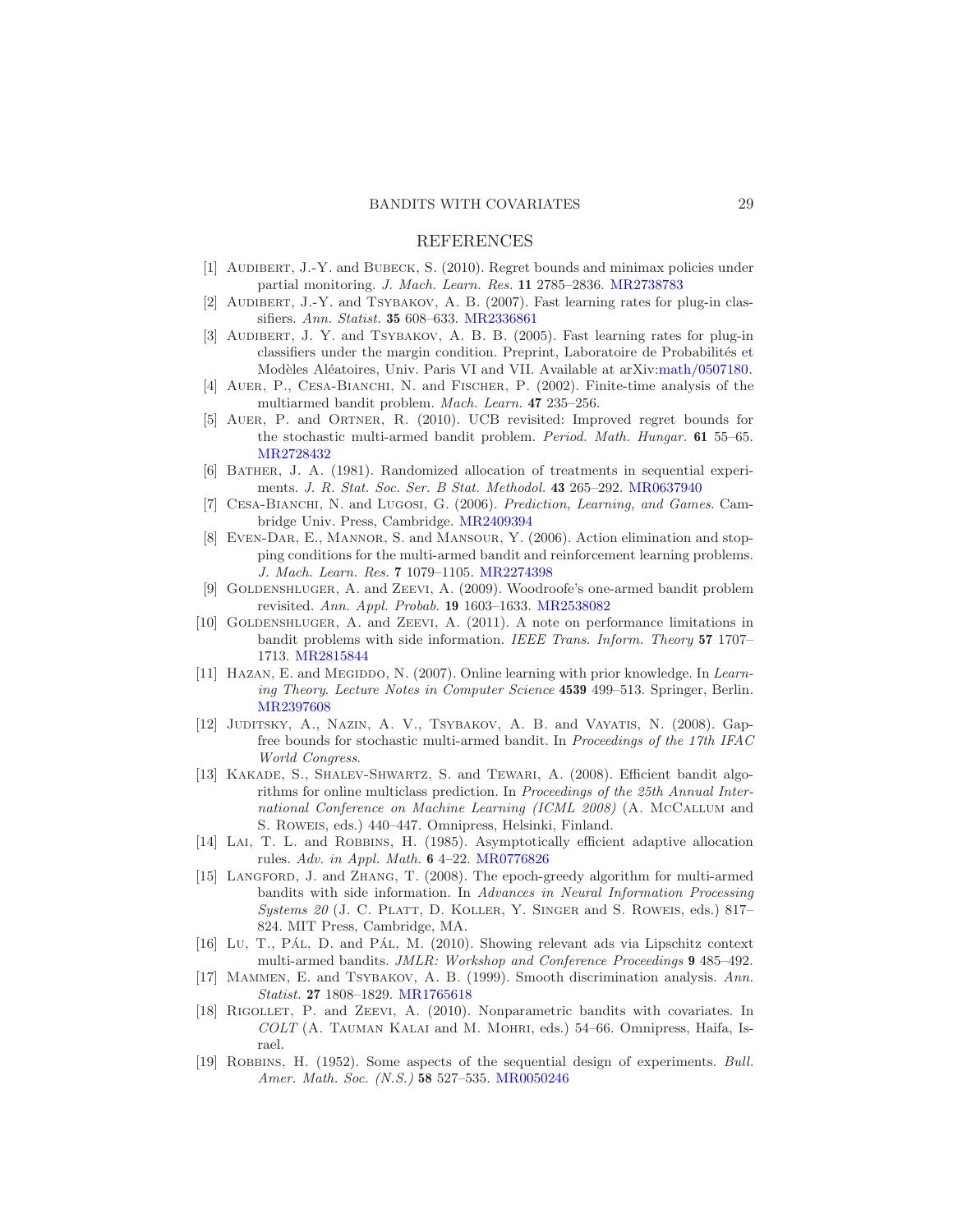## REFERENCES

[1] Audibert, J.-Y. and Bubeck, S. (2010). Regret bounds and minimax policies under partial monitoring. *J. Mach. Learn. Res.* **11** 2785–2836. MR2738783

[2] Audibert, J.-Y. and Tsybakov, A. B. (2007). Fast learning rates for plug-in classifiers. *Ann. Statist.* **35** 608–633. MR2336861

[3] Audibert, J. Y. and Tsybakov, A. B. B. (2005). Fast learning rates for plug-in classifiers under the margin condition. Preprint, Laboratoire de Probabilités et Modèles Aléatoires, Univ. Paris VI and VII. Available at arXiv:math/0507180.

[4] Auer, P., Cesa-Bianchi, N. and Fischer, P. (2002). Finite-time analysis of the multiarmed bandit problem. *Mach. Learn.* **47** 235–256.

[5] Auer, P. and Ortner, R. (2010). UCB revisited: Improved regret bounds for the stochastic multi-armed bandit problem. *Period. Math. Hungar.* **61** 55–65. MR2728432

[6] Bather, J. A. (1981). Randomized allocation of treatments in sequential experiments. *J. R. Stat. Soc. Ser. B Stat. Methodol.* **43** 265–292. MR0637940

[7] Cesa-Bianchi, N. and Lugosi, G. (2006). *Prediction, Learning, and Games*. Cambridge Univ. Press, Cambridge. MR2409394

[8] Even-Dar, E., Mannor, S. and Mansour, Y. (2006). Action elimination and stopping conditions for the multi-armed bandit and reinforcement learning problems. *J. Mach. Learn. Res.* **7** 1079–1105. MR2274398

[9] Goldenshluger, A. and Zeevi, A. (2009). Woodroofe's one-armed bandit problem revisited. *Ann. Appl. Probab.* **19** 1603–1633. MR2538082

[10] Goldenshluger, A. and Zeevi, A. (2011). A note on performance limitations in bandit problems with side information. *IEEE Trans. Inform. Theory* **57** 1707–1713. MR2815844

[11] Hazan, E. and Megiddo, N. (2007). Online learning with prior knowledge. In *Learning Theory*. *Lecture Notes in Computer Science* **4539** 499–513. Springer, Berlin. MR2397608

[12] Juditsky, A., Nazin, A. V., Tsybakov, A. B. and Vayatis, N. (2008). Gap-free bounds for stochastic multi-armed bandit. In *Proceedings of the 17th IFAC World Congress*.

[13] Kakade, S., Shalev-Shwartz, S. and Tewari, A. (2008). Efficient bandit algorithms for online multiclass prediction. In *Proceedings of the 25th Annual International Conference on Machine Learning (ICML 2008)* (A. McCallum and S. Roweis, eds.) 440–447. Omnipress, Helsinki, Finland.

[14] Lai, T. L. and Robbins, H. (1985). Asymptotically efficient adaptive allocation rules. *Adv. in Appl. Math.* **6** 4–22. MR0776826

[15] Langford, J. and Zhang, T. (2008). The epoch-greedy algorithm for multi-armed bandits with side information. In *Advances in Neural Information Processing Systems 20* (J. C. Platt, D. Koller, Y. Singer and S. Roweis, eds.) 817–824. MIT Press, Cambridge, MA.

[16] Lu, T., Pál, D. and Pál, M. (2010). Showing relevant ads via Lipschitz context multi-armed bandits. *JMLR: Workshop and Conference Proceedings* **9** 485–492.

[17] Mammen, E. and Tsybakov, A. B. (1999). Smooth discrimination analysis. *Ann. Statist.* **27** 1808–1829. MR1765618

[18] Rigollet, P. and Zeevi, A. (2010). Nonparametric bandits with covariates. In *COLT* (A. Tauman Kalai and M. Mohri, eds.) 54–66. Omnipress, Haifa, Israel.

[19] Robbins, H. (1952). Some aspects of the sequential design of experiments. *Bull. Amer. Math. Soc. (N.S.)* **58** 527–535. MR0050246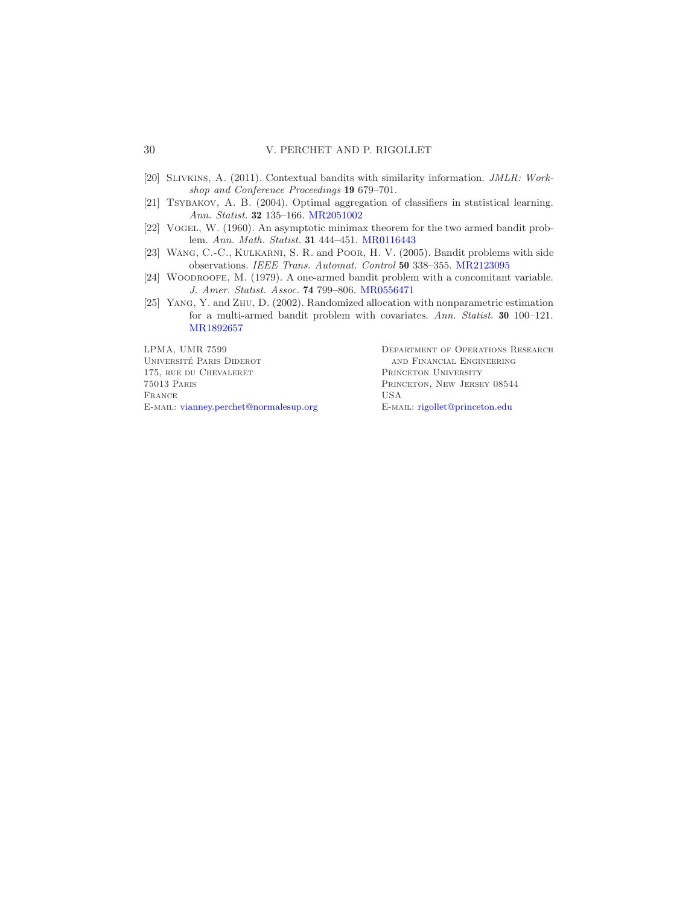[20] Slivkins, A. (2011). Contextual bandits with similarity information. *JMLR: Workshop and Conference Proceedings* **19** 679–701.

[21] Tsybakov, A. B. (2004). Optimal aggregation of classifiers in statistical learning. *Ann. Statist.* **32** 135–166. MR2051002

[22] Vogel, W. (1960). An asymptotic minimax theorem for the two armed bandit problem. *Ann. Math. Statist.* **31** 444–451. MR0116443

[23] Wang, C.-C., Kulkarni, S. R. and Poor, H. V. (2005). Bandit problems with side observations. *IEEE Trans. Automat. Control* **50** 338–355. MR2123095

[24] Woodroofe, M. (1979). A one-armed bandit problem with a concomitant variable. *J. Amer. Statist. Assoc.* **74** 799–806. MR0556471

[25] Yang, Y. and Zhu, D. (2002). Randomized allocation with nonparametric estimation for a multi-armed bandit problem with covariates. *Ann. Statist.* **30** 100–121. MR1892657

LPMA, UMR 7599
Université Paris Diderot
175, rue du Chevaleret
75013 Paris
France
E-mail: vianney.perchet@normalesup.org

Department of Operations Research
and Financial Engineering
Princeton University
Princeton, New Jersey 08544
USA
E-mail: rigollet@princeton.edu